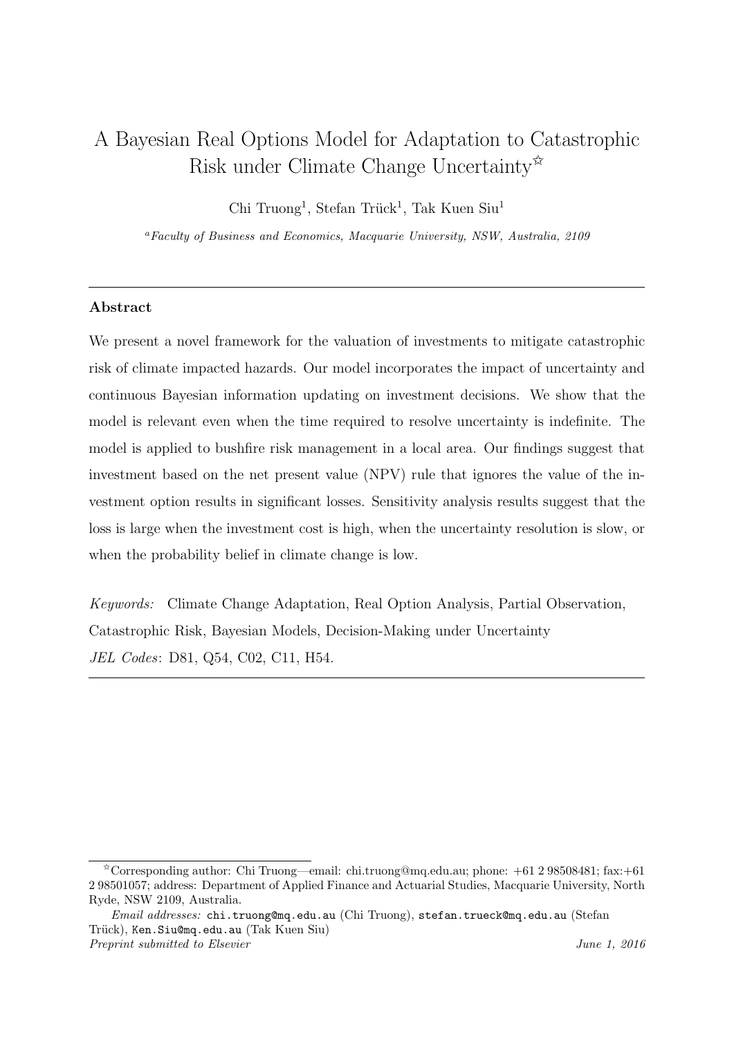# A Bayesian Real Options Model for Adaptation to Catastrophic Risk under Climate Change Uncertainty☆

Chi Truong[1], Stefan Trück[1], Tak Kuen Siu[1]

[a] *Faculty of Business and Economics, Macquarie University, NSW, Australia, 2109*

---

### Abstract

We present a novel framework for the valuation of investments to mitigate catastrophic risk of climate impacted hazards. Our model incorporates the impact of uncertainty and continuous Bayesian information updating on investment decisions. We show that the model is relevant even when the time required to resolve uncertainty is indefinite. The model is applied to bushfire risk management in a local area. Our findings suggest that investment based on the net present value (NPV) rule that ignores the value of the investment option results in significant losses. Sensitivity analysis results suggest that the loss is large when the investment cost is high, when the uncertainty resolution is slow, or when the probability belief in climate change is low.

*Keywords:* Climate Change Adaptation, Real Option Analysis, Partial Observation, Catastrophic Risk, Bayesian Models, Decision-Making under Uncertainty

*JEL Codes*: D81, Q54, C02, C11, H54.

---

☆Corresponding author: Chi Truong—email: chi.truong@mq.edu.au; phone: +61 2 98508481; fax:+61 2 98501057; address: Department of Applied Finance and Actuarial Studies, Macquarie University, North Ryde, NSW 2109, Australia.

*Email addresses:* chi.truong@mq.edu.au (Chi Truong), stefan.trueck@mq.edu.au (Stefan Trück), Ken.Siu@mq.edu.au (Tak Kuen Siu)

*Preprint submitted to Elsevier* *June 1, 2016*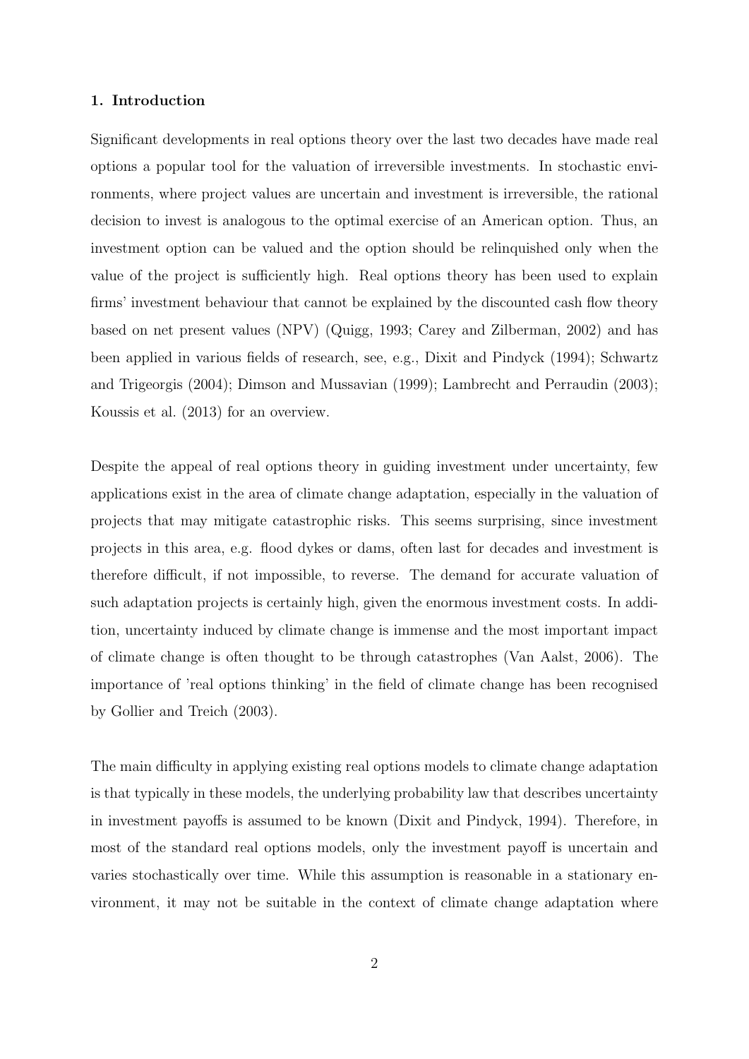## 1. Introduction

Significant developments in real options theory over the last two decades have made real options a popular tool for the valuation of irreversible investments. In stochastic environments, where project values are uncertain and investment is irreversible, the rational decision to invest is analogous to the optimal exercise of an American option. Thus, an investment option can be valued and the option should be relinquished only when the value of the project is sufficiently high. Real options theory has been used to explain firms' investment behaviour that cannot be explained by the discounted cash flow theory based on net present values (NPV) (Quigg, 1993; Carey and Zilberman, 2002) and has been applied in various fields of research, see, e.g., Dixit and Pindyck (1994); Schwartz and Trigeorgis (2004); Dimson and Mussavian (1999); Lambrecht and Perraudin (2003); Koussis et al. (2013) for an overview.

Despite the appeal of real options theory in guiding investment under uncertainty, few applications exist in the area of climate change adaptation, especially in the valuation of projects that may mitigate catastrophic risks. This seems surprising, since investment projects in this area, e.g. flood dykes or dams, often last for decades and investment is therefore difficult, if not impossible, to reverse. The demand for accurate valuation of such adaptation projects is certainly high, given the enormous investment costs. In addition, uncertainty induced by climate change is immense and the most important impact of climate change is often thought to be through catastrophes (Van Aalst, 2006). The importance of 'real options thinking' in the field of climate change has been recognised by Gollier and Treich (2003).

The main difficulty in applying existing real options models to climate change adaptation is that typically in these models, the underlying probability law that describes uncertainty in investment payoffs is assumed to be known (Dixit and Pindyck, 1994). Therefore, in most of the standard real options models, only the investment payoff is uncertain and varies stochastically over time. While this assumption is reasonable in a stationary environment, it may not be suitable in the context of climate change adaptation where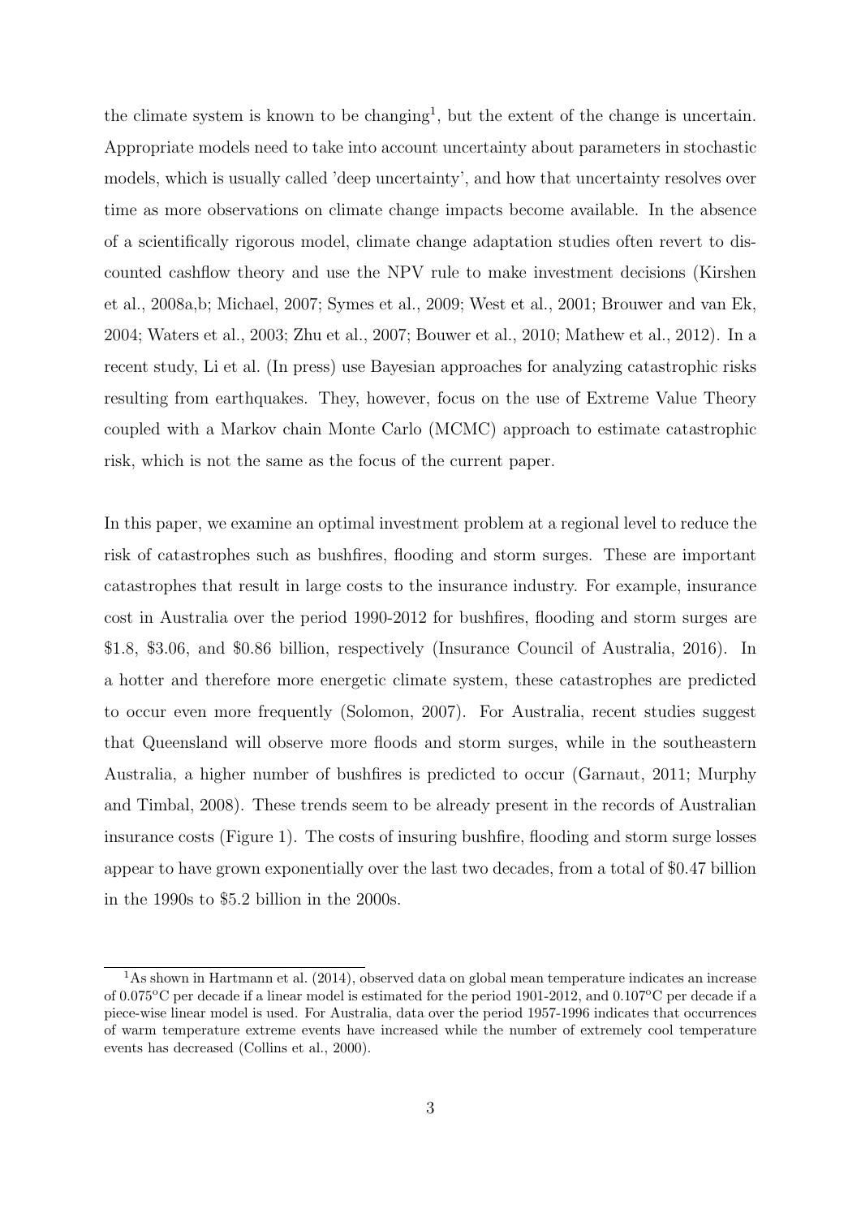the climate system is known to be changing[1], but the extent of the change is uncertain. Appropriate models need to take into account uncertainty about parameters in stochastic models, which is usually called 'deep uncertainty', and how that uncertainty resolves over time as more observations on climate change impacts become available. In the absence of a scientifically rigorous model, climate change adaptation studies often revert to discounted cashflow theory and use the NPV rule to make investment decisions (Kirshen et al., 2008a,b; Michael, 2007; Symes et al., 2009; West et al., 2001; Brouwer and van Ek, 2004; Waters et al., 2003; Zhu et al., 2007; Bouwer et al., 2010; Mathew et al., 2012). In a recent study, Li et al. (In press) use Bayesian approaches for analyzing catastrophic risks resulting from earthquakes. They, however, focus on the use of Extreme Value Theory coupled with a Markov chain Monte Carlo (MCMC) approach to estimate catastrophic risk, which is not the same as the focus of the current paper.

In this paper, we examine an optimal investment problem at a regional level to reduce the risk of catastrophes such as bushfires, flooding and storm surges. These are important catastrophes that result in large costs to the insurance industry. For example, insurance cost in Australia over the period 1990-2012 for bushfires, flooding and storm surges are \$1.8, \$3.06, and \$0.86 billion, respectively (Insurance Council of Australia, 2016). In a hotter and therefore more energetic climate system, these catastrophes are predicted to occur even more frequently (Solomon, 2007). For Australia, recent studies suggest that Queensland will observe more floods and storm surges, while in the southeastern Australia, a higher number of bushfires is predicted to occur (Garnaut, 2011; Murphy and Timbal, 2008). These trends seem to be already present in the records of Australian insurance costs (Figure 1). The costs of insuring bushfire, flooding and storm surge losses appear to have grown exponentially over the last two decades, from a total of \$0.47 billion in the 1990s to \$5.2 billion in the 2000s.

---

[1] As shown in Hartmann et al. (2014), observed data on global mean temperature indicates an increase of 0.075°C per decade if a linear model is estimated for the period 1901-2012, and 0.107°C per decade if a piece-wise linear model is used. For Australia, data over the period 1957-1996 indicates that occurrences of warm temperature extreme events have increased while the number of extremely cool temperature events has decreased (Collins et al., 2000).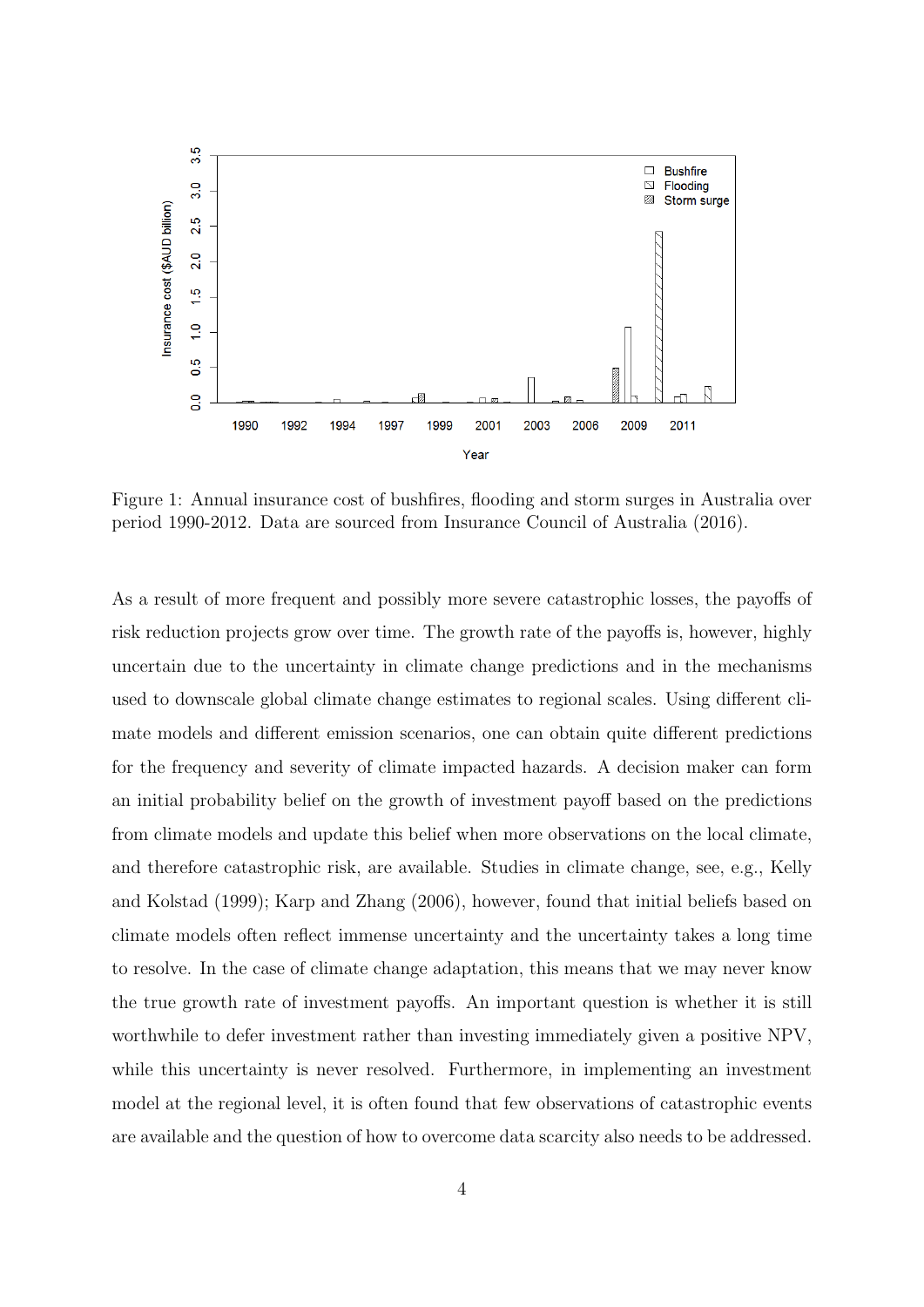Figure 1: Annual insurance cost of bushfires, flooding and storm surges in Australia over period 1990-2012. Data are sourced from Insurance Council of Australia (2016).

As a result of more frequent and possibly more severe catastrophic losses, the payoffs of risk reduction projects grow over time. The growth rate of the payoffs is, however, highly uncertain due to the uncertainty in climate change predictions and in the mechanisms used to downscale global climate change estimates to regional scales. Using different climate models and different emission scenarios, one can obtain quite different predictions for the frequency and severity of climate impacted hazards. A decision maker can form an initial probability belief on the growth of investment payoff based on the predictions from climate models and update this belief when more observations on the local climate, and therefore catastrophic risk, are available. Studies in climate change, see, e.g., Kelly and Kolstad (1999); Karp and Zhang (2006), however, found that initial beliefs based on climate models often reflect immense uncertainty and the uncertainty takes a long time to resolve. In the case of climate change adaptation, this means that we may never know the true growth rate of investment payoffs. An important question is whether it is still worthwhile to defer investment rather than investing immediately given a positive NPV, while this uncertainty is never resolved. Furthermore, in implementing an investment model at the regional level, it is often found that few observations of catastrophic events are available and the question of how to overcome data scarcity also needs to be addressed.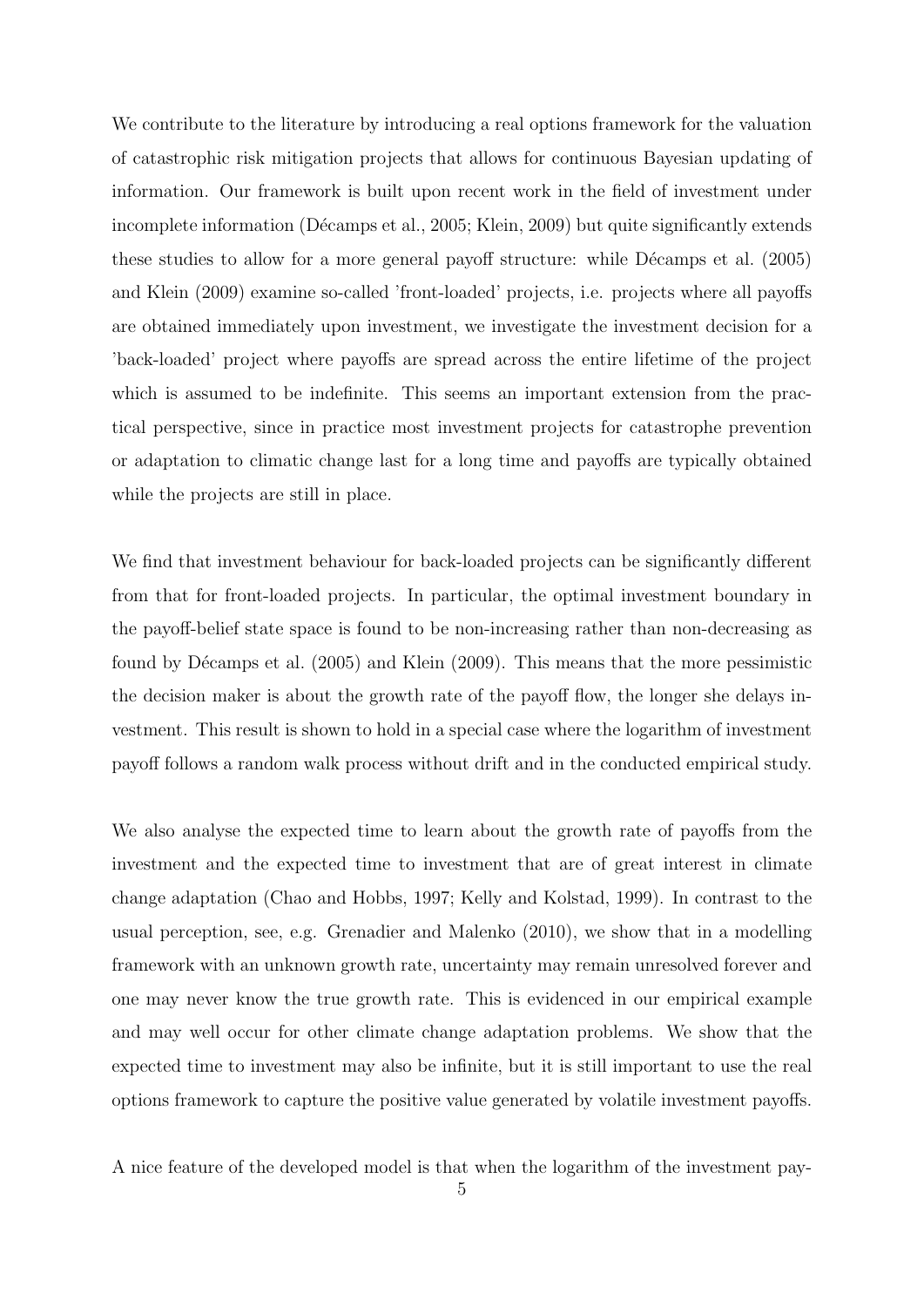We contribute to the literature by introducing a real options framework for the valuation of catastrophic risk mitigation projects that allows for continuous Bayesian updating of information. Our framework is built upon recent work in the field of investment under incomplete information (Décamps et al., 2005; Klein, 2009) but quite significantly extends these studies to allow for a more general payoff structure: while Décamps et al. (2005) and Klein (2009) examine so-called 'front-loaded' projects, i.e. projects where all payoffs are obtained immediately upon investment, we investigate the investment decision for a 'back-loaded' project where payoffs are spread across the entire lifetime of the project which is assumed to be indefinite. This seems an important extension from the practical perspective, since in practice most investment projects for catastrophe prevention or adaptation to climatic change last for a long time and payoffs are typically obtained while the projects are still in place.

We find that investment behaviour for back-loaded projects can be significantly different from that for front-loaded projects. In particular, the optimal investment boundary in the payoff-belief state space is found to be non-increasing rather than non-decreasing as found by Décamps et al. (2005) and Klein (2009). This means that the more pessimistic the decision maker is about the growth rate of the payoff flow, the longer she delays investment. This result is shown to hold in a special case where the logarithm of investment payoff follows a random walk process without drift and in the conducted empirical study.

We also analyse the expected time to learn about the growth rate of payoffs from the investment and the expected time to investment that are of great interest in climate change adaptation (Chao and Hobbs, 1997; Kelly and Kolstad, 1999). In contrast to the usual perception, see, e.g. Grenadier and Malenko (2010), we show that in a modelling framework with an unknown growth rate, uncertainty may remain unresolved forever and one may never know the true growth rate. This is evidenced in our empirical example and may well occur for other climate change adaptation problems. We show that the expected time to investment may also be infinite, but it is still important to use the real options framework to capture the positive value generated by volatile investment payoffs.

A nice feature of the developed model is that when the logarithm of the investment pay-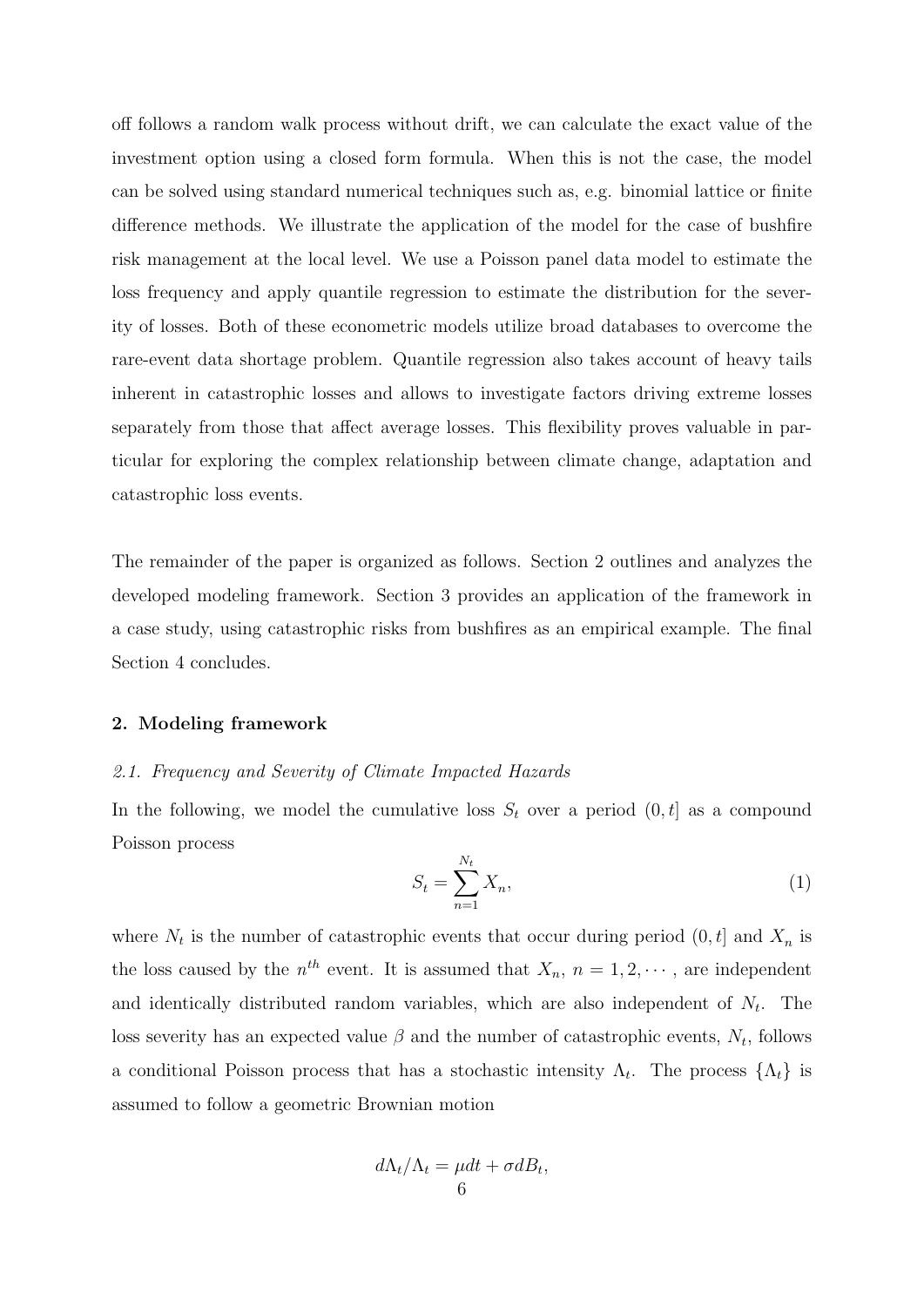off follows a random walk process without drift, we can calculate the exact value of the investment option using a closed form formula. When this is not the case, the model can be solved using standard numerical techniques such as, e.g. binomial lattice or finite difference methods. We illustrate the application of the model for the case of bushfire risk management at the local level. We use a Poisson panel data model to estimate the loss frequency and apply quantile regression to estimate the distribution for the severity of losses. Both of these econometric models utilize broad databases to overcome the rare-event data shortage problem. Quantile regression also takes account of heavy tails inherent in catastrophic losses and allows to investigate factors driving extreme losses separately from those that affect average losses. This flexibility proves valuable in particular for exploring the complex relationship between climate change, adaptation and catastrophic loss events.

The remainder of the paper is organized as follows. Section 2 outlines and analyzes the developed modeling framework. Section 3 provides an application of the framework in a case study, using catastrophic risks from bushfires as an empirical example. The final Section 4 concludes.

## 2. Modeling framework

### *2.1. Frequency and Severity of Climate Impacted Hazards*

In the following, we model the cumulative loss $S_t$ over a period $(0, t]$ as a compound Poisson process

$$S_t = \sum_{n=1}^{N_t} X_n, \tag{1}$$

where $N_t$ is the number of catastrophic events that occur during period $(0, t]$ and $X_n$ is the loss caused by the $n^{th}$ event. It is assumed that $X_n$, $n = 1, 2, \cdots$, are independent and identically distributed random variables, which are also independent of $N_t$. The loss severity has an expected value $\beta$ and the number of catastrophic events, $N_t$, follows a conditional Poisson process that has a stochastic intensity $\Lambda_t$. The process $\{\Lambda_t\}$ is assumed to follow a geometric Brownian motion

$$d\Lambda_t/\Lambda_t = \mu dt + \sigma dB_t,$$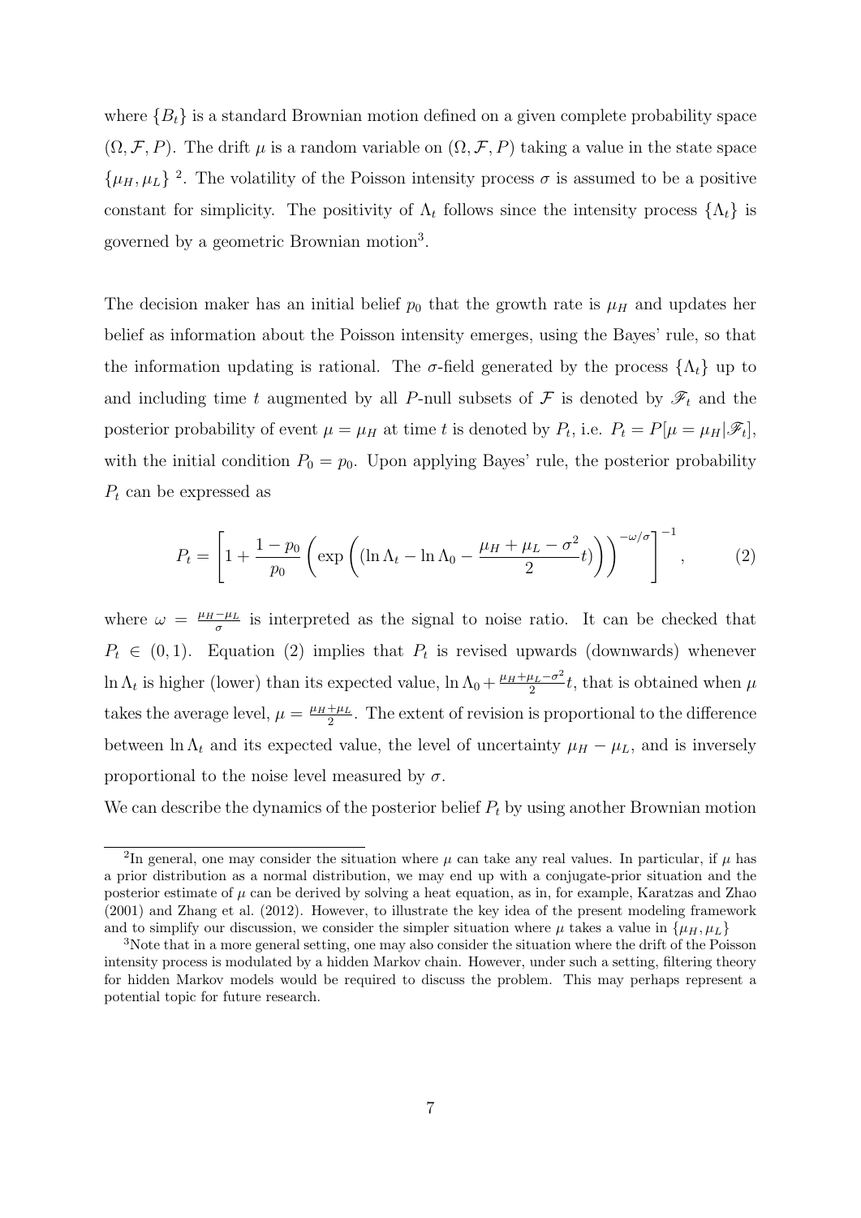where $\{B_t\}$ is a standard Brownian motion defined on a given complete probability space $(\Omega, \mathcal{F}, P)$. The drift $\mu$ is a random variable on $(\Omega, \mathcal{F}, P)$ taking a value in the state space $\{\mu_H, \mu_L\}$ [2]. The volatility of the Poisson intensity process $\sigma$ is assumed to be a positive constant for simplicity. The positivity of $\Lambda_t$ follows since the intensity process $\{\Lambda_t\}$ is governed by a geometric Brownian motion[3].

The decision maker has an initial belief $p_0$ that the growth rate is $\mu_H$ and updates her belief as information about the Poisson intensity emerges, using the Bayes' rule, so that the information updating is rational. The $\sigma$-field generated by the process $\{\Lambda_t\}$ up to and including time $t$ augmented by all $P$-null subsets of $\mathcal{F}$ is denoted by $\mathscr{F}_t$ and the posterior probability of event $\mu = \mu_H$ at time $t$ is denoted by $P_t$, i.e. $P_t = P[\mu = \mu_H | \mathscr{F}_t]$, with the initial condition $P_0 = p_0$. Upon applying Bayes' rule, the posterior probability $P_t$ can be expressed as

$$P_t = \left[1 + \frac{1-p_0}{p_0}\left(\exp\left((\ln \Lambda_t - \ln \Lambda_0 - \frac{\mu_H + \mu_L - \sigma^2}{2}t)\right)\right)^{-\omega/\sigma}\right]^{-1}, \tag{2}$$

where $\omega = \frac{\mu_H - \mu_L}{\sigma}$ is interpreted as the signal to noise ratio. It can be checked that $P_t \in (0, 1)$. Equation (2) implies that $P_t$ is revised upwards (downwards) whenever $\ln \Lambda_t$ is higher (lower) than its expected value, $\ln \Lambda_0 + \frac{\mu_H + \mu_L - \sigma^2}{2}t$, that is obtained when $\mu$ takes the average level, $\mu = \frac{\mu_H + \mu_L}{2}$. The extent of revision is proportional to the difference between $\ln \Lambda_t$ and its expected value, the level of uncertainty $\mu_H - \mu_L$, and is inversely proportional to the noise level measured by $\sigma$.

We can describe the dynamics of the posterior belief $P_t$ by using another Brownian motion

---

[2] In general, one may consider the situation where $\mu$ can take any real values. In particular, if $\mu$ has a prior distribution as a normal distribution, we may end up with a conjugate-prior situation and the posterior estimate of $\mu$ can be derived by solving a heat equation, as in, for example, Karatzas and Zhao (2001) and Zhang et al. (2012). However, to illustrate the key idea of the present modeling framework and to simplify our discussion, we consider the simpler situation where $\mu$ takes a value in $\{\mu_H, \mu_L\}$

[3] Note that in a more general setting, one may also consider the situation where the drift of the Poisson intensity process is modulated by a hidden Markov chain. However, under such a setting, filtering theory for hidden Markov models would be required to discuss the problem. This may perhaps represent a potential topic for future research.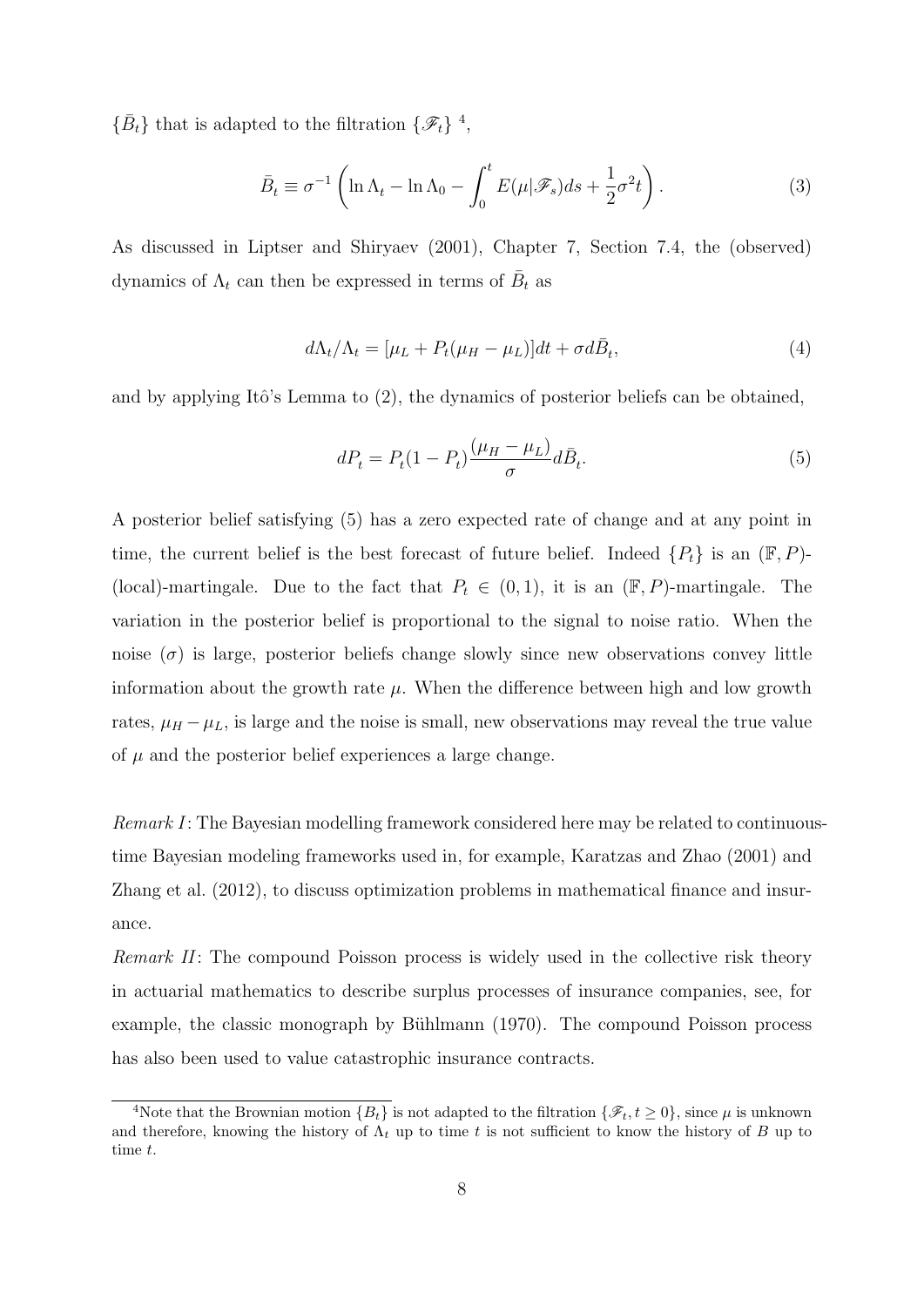$\{\bar{B}_t\}$ that is adapted to the filtration $\{\mathscr{F}_t\}$ [4],

$$\bar{B}_t \equiv \sigma^{-1} \left( \ln \Lambda_t - \ln \Lambda_0 - \int_0^t E(\mu|\mathscr{F}_s) ds + \frac{1}{2}\sigma^2 t \right). \tag{3}$$

As discussed in Liptser and Shiryaev (2001), Chapter 7, Section 7.4, the (observed) dynamics of $\Lambda_t$ can then be expressed in terms of $\bar{B}_t$ as

$$d\Lambda_t/\Lambda_t = [\mu_L + P_t(\mu_H - \mu_L)]dt + \sigma d\bar{B}_t, \tag{4}$$

and by applying Itô's Lemma to (2), the dynamics of posterior beliefs can be obtained,

$$dP_t = P_t(1 - P_t)\frac{(\mu_H - \mu_L)}{\sigma} d\bar{B}_t. \tag{5}$$

A posterior belief satisfying (5) has a zero expected rate of change and at any point in time, the current belief is the best forecast of future belief. Indeed $\{P_t\}$ is an $(\mathbb{F}, P)$-(local)-martingale. Due to the fact that $P_t \in (0, 1)$, it is an $(\mathbb{F}, P)$-martingale. The variation in the posterior belief is proportional to the signal to noise ratio. When the noise ($\sigma$) is large, posterior beliefs change slowly since new observations convey little information about the growth rate $\mu$. When the difference between high and low growth rates, $\mu_H - \mu_L$, is large and the noise is small, new observations may reveal the true value of $\mu$ and the posterior belief experiences a large change.

*Remark I*: The Bayesian modelling framework considered here may be related to continuous-time Bayesian modeling frameworks used in, for example, Karatzas and Zhao (2001) and Zhang et al. (2012), to discuss optimization problems in mathematical finance and insurance.

*Remark II*: The compound Poisson process is widely used in the collective risk theory in actuarial mathematics to describe surplus processes of insurance companies, see, for example, the classic monograph by Bühlmann (1970). The compound Poisson process has also been used to value catastrophic insurance contracts.

[4] Note that the Brownian motion $\{B_t\}$ is not adapted to the filtration $\{\mathscr{F}_t, t \geq 0\}$, since $\mu$ is unknown and therefore, knowing the history of $\Lambda_t$ up to time $t$ is not sufficient to know the history of $B$ up to time $t$.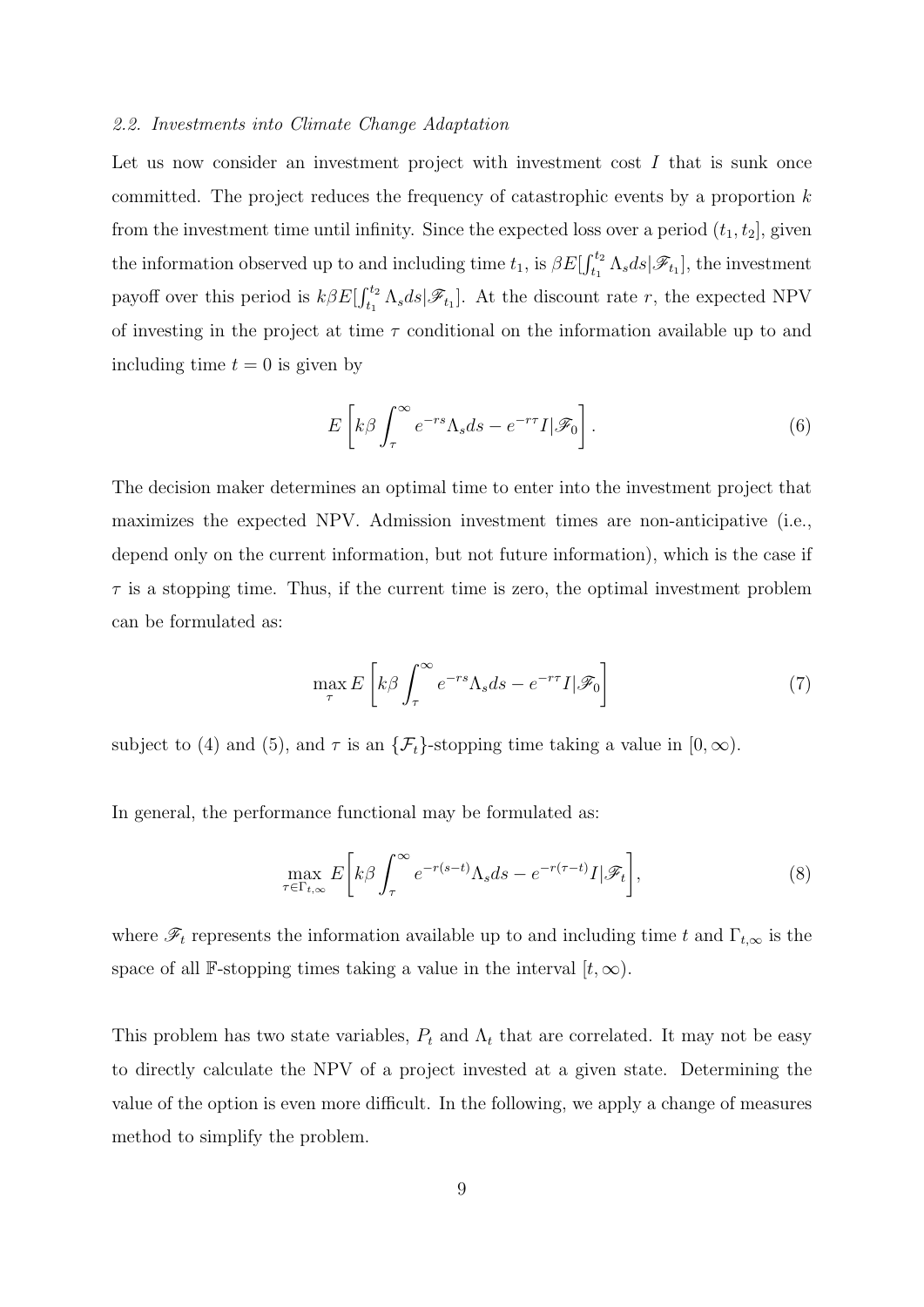### 2.2. Investments into Climate Change Adaptation

Let us now consider an investment project with investment cost $I$ that is sunk once committed. The project reduces the frequency of catastrophic events by a proportion $k$ from the investment time until infinity. Since the expected loss over a period $(t_1, t_2]$, given the information observed up to and including time $t_1$, is $\beta E[\int_{t_1}^{t_2} \Lambda_s ds | \mathscr{F}_{t_1}]$, the investment payoff over this period is $k\beta E[\int_{t_1}^{t_2} \Lambda_s ds | \mathscr{F}_{t_1}]$. At the discount rate $r$, the expected NPV of investing in the project at time $\tau$ conditional on the information available up to and including time $t = 0$ is given by

$$E\left[k\beta \int_{\tau}^{\infty} e^{-rs}\Lambda_s ds - e^{-r\tau} I | \mathscr{F}_0\right]. \tag{6}$$

The decision maker determines an optimal time to enter into the investment project that maximizes the expected NPV. Admission investment times are non-anticipative (i.e., depend only on the current information, but not future information), which is the case if $\tau$ is a stopping time. Thus, if the current time is zero, the optimal investment problem can be formulated as:

$$\max_{\tau} E\left[k\beta \int_{\tau}^{\infty} e^{-rs}\Lambda_s ds - e^{-r\tau} I | \mathscr{F}_0\right] \tag{7}$$

subject to (4) and (5), and $\tau$ is an $\{\mathcal{F}_t\}$-stopping time taking a value in $[0, \infty)$.

In general, the performance functional may be formulated as:

$$\max_{\tau \in \Gamma_{t,\infty}} E\bigg[k\beta \int_{\tau}^{\infty} e^{-r(s-t)}\Lambda_s ds - e^{-r(\tau - t)} I | \mathscr{F}_t\bigg], \tag{8}$$

where $\mathscr{F}_t$ represents the information available up to and including time $t$ and $\Gamma_{t,\infty}$ is the space of all $\mathbb{F}$-stopping times taking a value in the interval $[t, \infty)$.

This problem has two state variables, $P_t$ and $\Lambda_t$ that are correlated. It may not be easy to directly calculate the NPV of a project invested at a given state. Determining the value of the option is even more difficult. In the following, we apply a change of measures method to simplify the problem.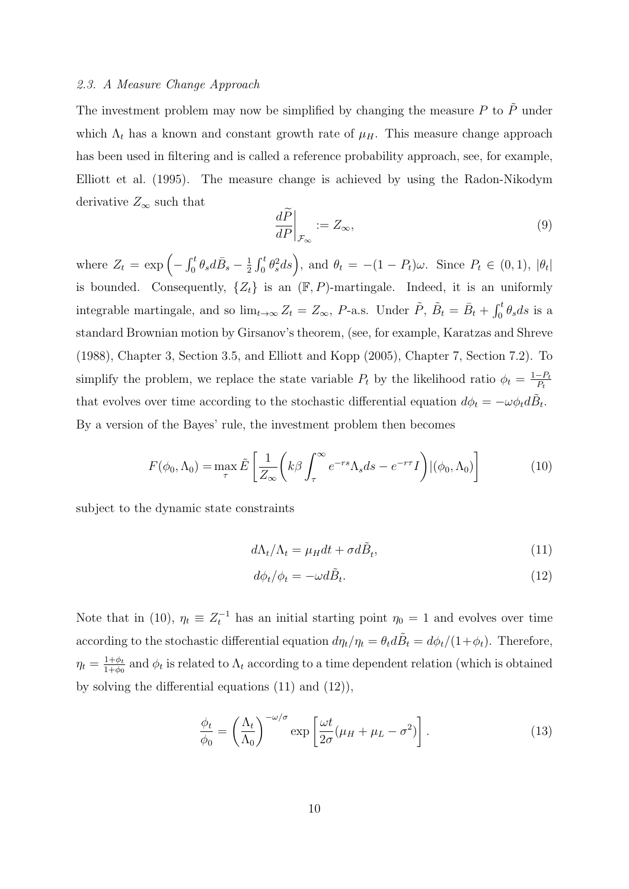### *2.3. A Measure Change Approach*

The investment problem may now be simplified by changing the measure $P$ to $\tilde{P}$ under which $\Lambda_t$ has a known and constant growth rate of $\mu_H$. This measure change approach has been used in filtering and is called a reference probability approach, see, for example, Elliott et al. (1995). The measure change is achieved by using the Radon-Nikodym derivative $Z_\infty$ such that

$$\left.\frac{d\widetilde{P}}{dP}\right|_{\mathcal{F}_\infty} := Z_\infty, \tag{9}$$

where $Z_t = \exp\left(-\int_0^t \theta_s d\bar{B}_s - \frac{1}{2}\int_0^t \theta_s^2 ds\right)$, and $\theta_t = -(1-P_t)\omega$. Since $P_t \in (0,1)$, $|\theta_t|$ is bounded. Consequently, $\{Z_t\}$ is an $(\mathbb{F}, P)$-martingale. Indeed, it is an uniformly integrable martingale, and so $\lim_{t\to\infty} Z_t = Z_\infty$, $P$-a.s. Under $\tilde{P}$, $\tilde{B}_t = \bar{B}_t + \int_0^t \theta_s ds$ is a standard Brownian motion by Girsanov's theorem, (see, for example, Karatzas and Shreve (1988), Chapter 3, Section 3.5, and Elliott and Kopp (2005), Chapter 7, Section 7.2). To simplify the problem, we replace the state variable $P_t$ by the likelihood ratio $\phi_t = \frac{1-P_t}{P_t}$ that evolves over time according to the stochastic differential equation $d\phi_t = -\omega\phi_t d\tilde{B}_t$. By a version of the Bayes' rule, the investment problem then becomes

$$F(\phi_0, \Lambda_0) = \max_\tau \tilde{E}\left[\frac{1}{Z_\infty}\left(k\beta\int_\tau^\infty e^{-rs}\Lambda_s ds - e^{-r\tau}I\right)|(\phi_0, \Lambda_0)\right] \tag{10}$$

subject to the dynamic state constraints

$$d\Lambda_t/\Lambda_t = \mu_H dt + \sigma d\tilde{B}_t, \tag{11}$$

$$d\phi_t/\phi_t = -\omega d\tilde{B}_t. \tag{12}$$

Note that in (10), $\eta_t \equiv Z_t^{-1}$ has an initial starting point $\eta_0 = 1$ and evolves over time according to the stochastic differential equation $d\eta_t/\eta_t = \theta_t d\tilde{B}_t = d\phi_t/(1+\phi_t)$. Therefore, $\eta_t = \frac{1+\phi_t}{1+\phi_0}$ and $\phi_t$ is related to $\Lambda_t$ according to a time dependent relation (which is obtained by solving the differential equations (11) and (12)),

$$\frac{\phi_t}{\phi_0} = \left(\frac{\Lambda_t}{\Lambda_0}\right)^{-\omega/\sigma} \exp\left[\frac{\omega t}{2\sigma}(\mu_H + \mu_L - \sigma^2)\right]. \tag{13}$$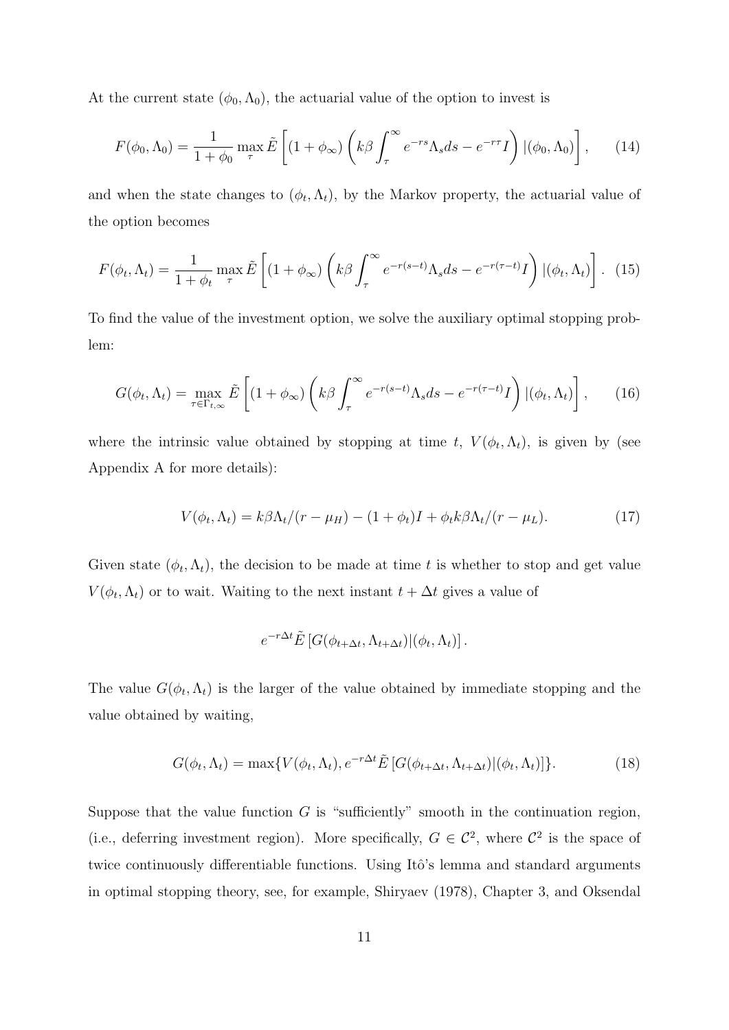At the current state $(\phi_0, \Lambda_0)$, the actuarial value of the option to invest is

$$F(\phi_0, \Lambda_0) = \frac{1}{1+\phi_0} \max_{\tau} \tilde{E}\left[(1+\phi_\infty)\left(k\beta \int_\tau^\infty e^{-rs}\Lambda_s ds - e^{-r\tau} I\right) |(\phi_0, \Lambda_0)\right], \qquad (14)$$

and when the state changes to $(\phi_t, \Lambda_t)$, by the Markov property, the actuarial value of the option becomes

$$F(\phi_t, \Lambda_t) = \frac{1}{1+\phi_t} \max_{\tau} \tilde{E}\left[(1+\phi_\infty)\left(k\beta \int_\tau^\infty e^{-r(s-t)}\Lambda_s ds - e^{-r(\tau-t)} I\right) |(\phi_t, \Lambda_t)\right]. \quad (15)$$

To find the value of the investment option, we solve the auxiliary optimal stopping problem:

$$G(\phi_t, \Lambda_t) = \max_{\tau \in \Gamma_{t,\infty}} \tilde{E}\left[(1+\phi_\infty)\left(k\beta \int_\tau^\infty e^{-r(s-t)}\Lambda_s ds - e^{-r(\tau-t)} I\right) |(\phi_t, \Lambda_t)\right], \qquad (16)$$

where the intrinsic value obtained by stopping at time $t$, $V(\phi_t, \Lambda_t)$, is given by (see Appendix A for more details):

$$V(\phi_t, \Lambda_t) = k\beta\Lambda_t/(r-\mu_H) - (1+\phi_t)I + \phi_t k\beta\Lambda_t/(r-\mu_L). \qquad (17)$$

Given state $(\phi_t, \Lambda_t)$, the decision to be made at time $t$ is whether to stop and get value $V(\phi_t, \Lambda_t)$ or to wait. Waiting to the next instant $t + \Delta t$ gives a value of

$$e^{-r\Delta t}\tilde{E}\left[G(\phi_{t+\Delta t}, \Lambda_{t+\Delta t})|(\phi_t, \Lambda_t)\right].$$

The value $G(\phi_t, \Lambda_t)$ is the larger of the value obtained by immediate stopping and the value obtained by waiting,

$$G(\phi_t, \Lambda_t) = \max\{V(\phi_t, \Lambda_t), e^{-r\Delta t}\tilde{E}\left[G(\phi_{t+\Delta t}, \Lambda_{t+\Delta t})|(\phi_t, \Lambda_t)\right]\}. \qquad (18)$$

Suppose that the value function $G$ is "sufficiently" smooth in the continuation region, (i.e., deferring investment region). More specifically, $G \in \mathcal{C}^2$, where $\mathcal{C}^2$ is the space of twice continuously differentiable functions. Using Itô's lemma and standard arguments in optimal stopping theory, see, for example, Shiryaev (1978), Chapter 3, and Oksendal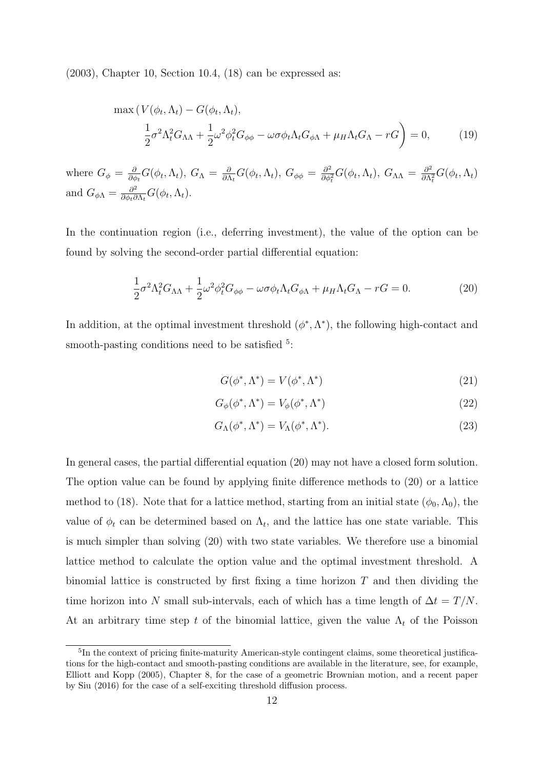(2003), Chapter 10, Section 10.4, (18) can be expressed as:

$$\max\left(V(\phi_t, \Lambda_t) - G(\phi_t, \Lambda_t),\right.$$
$$\left.\frac{1}{2}\sigma^2\Lambda_t^2 G_{\Lambda\Lambda} + \frac{1}{2}\omega^2\phi_t^2 G_{\phi\phi} - \omega\sigma\phi_t\Lambda_t G_{\phi\Lambda} + \mu_H\Lambda_t G_\Lambda - rG\right) = 0, \tag{19}$$

where $G_\phi = \frac{\partial}{\partial \phi_t}G(\phi_t, \Lambda_t)$, $G_\Lambda = \frac{\partial}{\partial \Lambda_t}G(\phi_t, \Lambda_t)$, $G_{\phi\phi} = \frac{\partial^2}{\partial \phi_t^2}G(\phi_t, \Lambda_t)$, $G_{\Lambda\Lambda} = \frac{\partial^2}{\partial \Lambda_t^2}G(\phi_t, \Lambda_t)$ and $G_{\phi\Lambda} = \frac{\partial^2}{\partial \phi_t \partial \Lambda_t}G(\phi_t, \Lambda_t)$.

In the continuation region (i.e., deferring investment), the value of the option can be found by solving the second-order partial differential equation:

$$\frac{1}{2}\sigma^2\Lambda_t^2 G_{\Lambda\Lambda} + \frac{1}{2}\omega^2\phi_t^2 G_{\phi\phi} - \omega\sigma\phi_t\Lambda_t G_{\phi\Lambda} + \mu_H\Lambda_t G_\Lambda - rG = 0. \tag{20}$$

In addition, at the optimal investment threshold $(\phi^*, \Lambda^*)$, the following high-contact and smooth-pasting conditions need to be satisfied [5]:

$$G(\phi^*, \Lambda^*) = V(\phi^*, \Lambda^*) \tag{21}$$

$$G_\phi(\phi^*, \Lambda^*) = V_\phi(\phi^*, \Lambda^*) \tag{22}$$

$$G_\Lambda(\phi^*, \Lambda^*) = V_\Lambda(\phi^*, \Lambda^*). \tag{23}$$

In general cases, the partial differential equation (20) may not have a closed form solution. The option value can be found by applying finite difference methods to (20) or a lattice method to (18). Note that for a lattice method, starting from an initial state $(\phi_0, \Lambda_0)$, the value of $\phi_t$ can be determined based on $\Lambda_t$, and the lattice has one state variable. This is much simpler than solving (20) with two state variables. We therefore use a binomial lattice method to calculate the option value and the optimal investment threshold. A binomial lattice is constructed by first fixing a time horizon $T$ and then dividing the time horizon into $N$ small sub-intervals, each of which has a time length of $\Delta t = T/N$. At an arbitrary time step $t$ of the binomial lattice, given the value $\Lambda_t$ of the Poisson

[5] In the context of pricing finite-maturity American-style contingent claims, some theoretical justifications for the high-contact and smooth-pasting conditions are available in the literature, see, for example, Elliott and Kopp (2005), Chapter 8, for the case of a geometric Brownian motion, and a recent paper by Siu (2016) for the case of a self-exciting threshold diffusion process.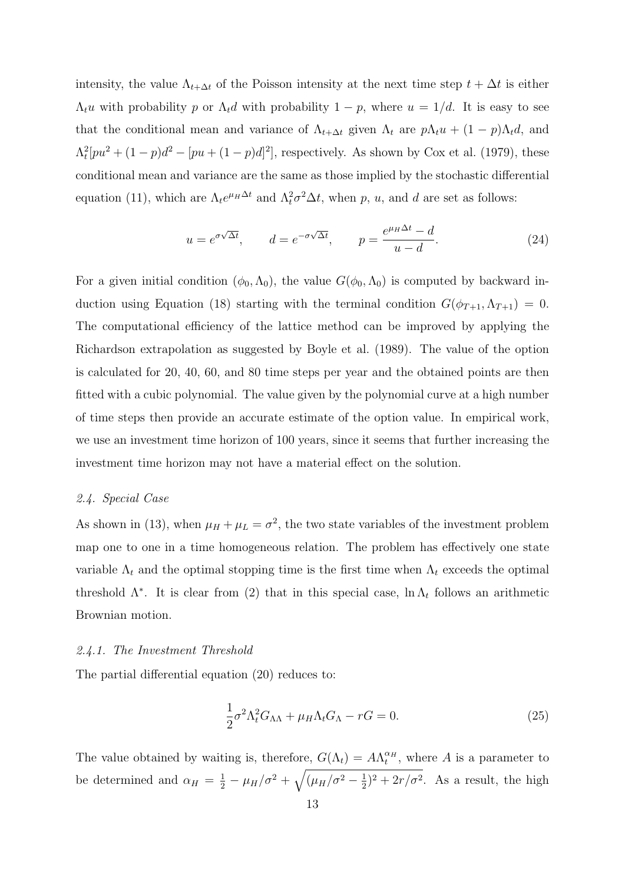intensity, the value $\Lambda_{t+\Delta t}$ of the Poisson intensity at the next time step $t + \Delta t$ is either $\Lambda_t u$ with probability $p$ or $\Lambda_t d$ with probability $1 - p$, where $u = 1/d$. It is easy to see that the conditional mean and variance of $\Lambda_{t+\Delta t}$ given $\Lambda_t$ are $p\Lambda_t u + (1-p)\Lambda_t d$, and $\Lambda_t^2[pu^2 + (1-p)d^2 - [pu + (1-p)d]^2]$, respectively. As shown by Cox et al. (1979), these conditional mean and variance are the same as those implied by the stochastic differential equation (11), which are $\Lambda_t e^{\mu_H \Delta t}$ and $\Lambda_t^2 \sigma^2 \Delta t$, when $p$, $u$, and $d$ are set as follows:

$$u = e^{\sigma\sqrt{\Delta t}}, \qquad d = e^{-\sigma\sqrt{\Delta t}}, \qquad p = \frac{e^{\mu_H \Delta t} - d}{u - d}. \tag{24}$$

For a given initial condition $(\phi_0, \Lambda_0)$, the value $G(\phi_0, \Lambda_0)$ is computed by backward induction using Equation (18) starting with the terminal condition $G(\phi_{T+1}, \Lambda_{T+1}) = 0$. The computational efficiency of the lattice method can be improved by applying the Richardson extrapolation as suggested by Boyle et al. (1989). The value of the option is calculated for 20, 40, 60, and 80 time steps per year and the obtained points are then fitted with a cubic polynomial. The value given by the polynomial curve at a high number of time steps then provide an accurate estimate of the option value. In empirical work, we use an investment time horizon of 100 years, since it seems that further increasing the investment time horizon may not have a material effect on the solution.

### *2.4. Special Case*

As shown in (13), when $\mu_H + \mu_L = \sigma^2$, the two state variables of the investment problem map one to one in a time homogeneous relation. The problem has effectively one state variable $\Lambda_t$ and the optimal stopping time is the first time when $\Lambda_t$ exceeds the optimal threshold $\Lambda^*$. It is clear from (2) that in this special case, $\ln \Lambda_t$ follows an arithmetic Brownian motion.

#### *2.4.1. The Investment Threshold*

The partial differential equation (20) reduces to:

$$\frac{1}{2}\sigma^2 \Lambda_t^2 G_{\Lambda\Lambda} + \mu_H \Lambda_t G_\Lambda - rG = 0. \tag{25}$$

The value obtained by waiting is, therefore, $G(\Lambda_t) = A\Lambda_t^{\alpha_H}$, where $A$ is a parameter to be determined and $\alpha_H = \frac{1}{2} - \mu_H/\sigma^2 + \sqrt{(\mu_H/\sigma^2 - \frac{1}{2})^2 + 2r/\sigma^2}$. As a result, the high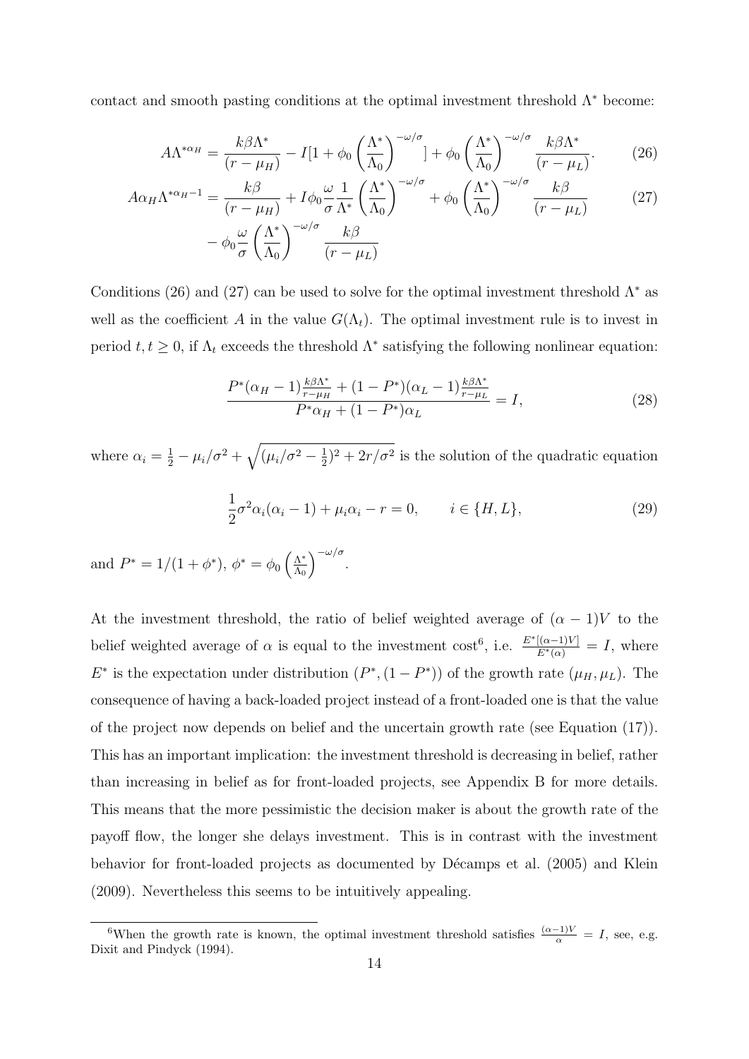contact and smooth pasting conditions at the optimal investment threshold $\Lambda^*$ become:

$$A\Lambda^{*\alpha_H} = \frac{k\beta\Lambda^*}{(r-\mu_H)} - I[1+\phi_0\left(\frac{\Lambda^*}{\Lambda_0}\right)^{-\omega/\sigma}] + \phi_0\left(\frac{\Lambda^*}{\Lambda_0}\right)^{-\omega/\sigma}\frac{k\beta\Lambda^*}{(r-\mu_L)}. \tag{26}$$

$$\begin{aligned} A\alpha_H\Lambda^{*\alpha_H-1} = {} & \frac{k\beta}{(r-\mu_H)} + I\phi_0\frac{\omega}{\sigma}\frac{1}{\Lambda^*}\left(\frac{\Lambda^*}{\Lambda_0}\right)^{-\omega/\sigma} + \phi_0\left(\frac{\Lambda^*}{\Lambda_0}\right)^{-\omega/\sigma}\frac{k\beta}{(r-\mu_L)} \\ & - \phi_0\frac{\omega}{\sigma}\left(\frac{\Lambda^*}{\Lambda_0}\right)^{-\omega/\sigma}\frac{k\beta}{(r-\mu_L)} \end{aligned} \tag{27}$$

Conditions (26) and (27) can be used to solve for the optimal investment threshold $\Lambda^*$ as well as the coefficient $A$ in the value $G(\Lambda_t)$. The optimal investment rule is to invest in period $t, t \geq 0$, if $\Lambda_t$ exceeds the threshold $\Lambda^*$ satisfying the following nonlinear equation:

$$\frac{P^*(\alpha_H-1)\frac{k\beta\Lambda^*}{r-\mu_H} + (1-P^*)(\alpha_L-1)\frac{k\beta\Lambda^*}{r-\mu_L}}{P^*\alpha_H + (1-P^*)\alpha_L} = I, \tag{28}$$

where $\alpha_i = \frac{1}{2} - \mu_i/\sigma^2 + \sqrt{(\mu_i/\sigma^2 - \frac{1}{2})^2 + 2r/\sigma^2}$ is the solution of the quadratic equation

$$\frac{1}{2}\sigma^2\alpha_i(\alpha_i - 1) + \mu_i\alpha_i - r = 0, \qquad i \in \{H, L\}, \tag{29}$$

and $P^* = 1/(1+\phi^*)$, $\phi^* = \phi_0\left(\frac{\Lambda^*}{\Lambda_0}\right)^{-\omega/\sigma}$.

At the investment threshold, the ratio of belief weighted average of $(\alpha-1)V$ to the belief weighted average of $\alpha$ is equal to the investment cost[6], i.e. $\frac{E^*[(\alpha-1)V]}{E^*(\alpha)} = I$, where $E^*$ is the expectation under distribution $(P^*, (1-P^*))$ of the growth rate $(\mu_H, \mu_L)$. The consequence of having a back-loaded project instead of a front-loaded one is that the value of the project now depends on belief and the uncertain growth rate (see Equation (17)). This has an important implication: the investment threshold is decreasing in belief, rather than increasing in belief as for front-loaded projects, see Appendix B for more details. This means that the more pessimistic the decision maker is about the growth rate of the payoff flow, the longer she delays investment. This is in contrast with the investment behavior for front-loaded projects as documented by Décamps et al. (2005) and Klein (2009). Nevertheless this seems to be intuitively appealing.

[6]When the growth rate is known, the optimal investment threshold satisfies $\frac{(\alpha-1)V}{\alpha} = I$, see, e.g. Dixit and Pindyck (1994).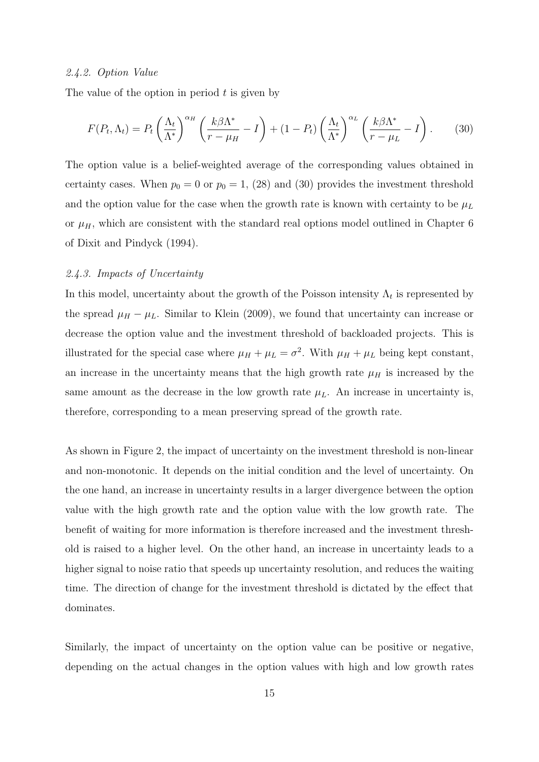#### 2.4.2. Option Value

The value of the option in period $t$ is given by

$$F(P_t, \Lambda_t) = P_t \left(\frac{\Lambda_t}{\Lambda^*}\right)^{\alpha_H} \left(\frac{k\beta\Lambda^*}{r - \mu_H} - I\right) + (1 - P_t) \left(\frac{\Lambda_t}{\Lambda^*}\right)^{\alpha_L} \left(\frac{k\beta\Lambda^*}{r - \mu_L} - I\right). \tag{30}$$

The option value is a belief-weighted average of the corresponding values obtained in certainty cases. When $p_0 = 0$ or $p_0 = 1$, (28) and (30) provides the investment threshold and the option value for the case when the growth rate is known with certainty to be $\mu_L$ or $\mu_H$, which are consistent with the standard real options model outlined in Chapter 6 of Dixit and Pindyck (1994).

#### 2.4.3. Impacts of Uncertainty

In this model, uncertainty about the growth of the Poisson intensity $\Lambda_t$ is represented by the spread $\mu_H - \mu_L$. Similar to Klein (2009), we found that uncertainty can increase or decrease the option value and the investment threshold of backloaded projects. This is illustrated for the special case where $\mu_H + \mu_L = \sigma^2$. With $\mu_H + \mu_L$ being kept constant, an increase in the uncertainty means that the high growth rate $\mu_H$ is increased by the same amount as the decrease in the low growth rate $\mu_L$. An increase in uncertainty is, therefore, corresponding to a mean preserving spread of the growth rate.

As shown in Figure 2, the impact of uncertainty on the investment threshold is non-linear and non-monotonic. It depends on the initial condition and the level of uncertainty. On the one hand, an increase in uncertainty results in a larger divergence between the option value with the high growth rate and the option value with the low growth rate. The benefit of waiting for more information is therefore increased and the investment threshold is raised to a higher level. On the other hand, an increase in uncertainty leads to a higher signal to noise ratio that speeds up uncertainty resolution, and reduces the waiting time. The direction of change for the investment threshold is dictated by the effect that dominates.

Similarly, the impact of uncertainty on the option value can be positive or negative, depending on the actual changes in the option values with high and low growth rates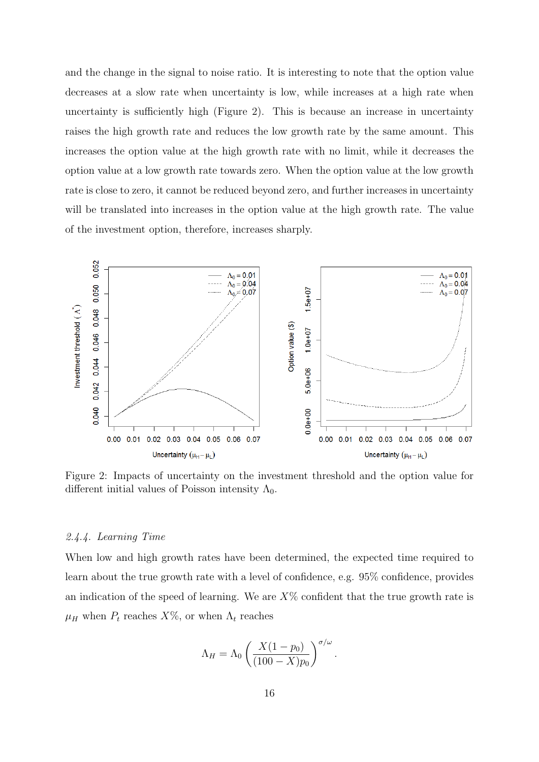and the change in the signal to noise ratio. It is interesting to note that the option value decreases at a slow rate when uncertainty is low, while increases at a high rate when uncertainty is sufficiently high (Figure 2). This is because an increase in uncertainty raises the high growth rate and reduces the low growth rate by the same amount. This increases the option value at the high growth rate with no limit, while it decreases the option value at a low growth rate towards zero. When the option value at the low growth rate is close to zero, it cannot be reduced beyond zero, and further increases in uncertainty will be translated into increases in the option value at the high growth rate. The value of the investment option, therefore, increases sharply.

Figure 2: Impacts of uncertainty on the investment threshold and the option value for different initial values of Poisson intensity $\Lambda_0$.

### 2.4.4. Learning Time

When low and high growth rates have been determined, the expected time required to learn about the true growth rate with a level of confidence, e.g. 95% confidence, provides an indication of the speed of learning. We are $X\%$ confident that the true growth rate is $\mu_H$ when $P_t$ reaches $X\%$, or when $\Lambda_t$ reaches

$$\Lambda_H = \Lambda_0 \left( \frac{X(1-p_0)}{(100-X)p_0} \right)^{\sigma/\omega}.$$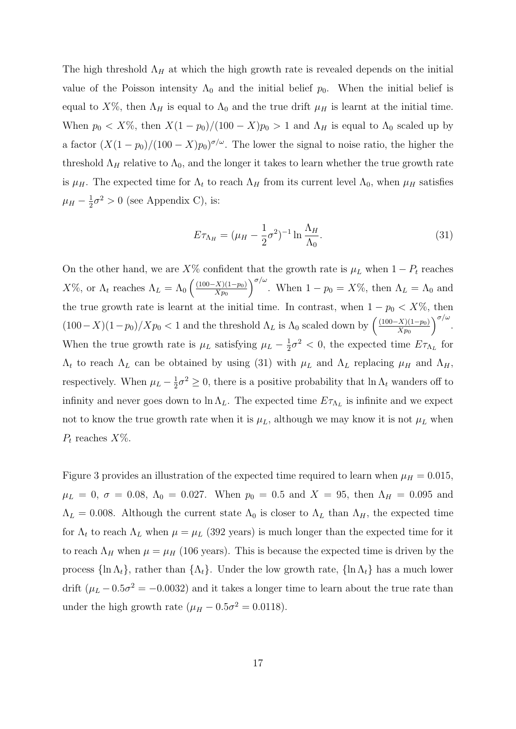The high threshold $\Lambda_H$ at which the high growth rate is revealed depends on the initial value of the Poisson intensity $\Lambda_0$ and the initial belief $p_0$. When the initial belief is equal to $X\%$, then $\Lambda_H$ is equal to $\Lambda_0$ and the true drift $\mu_H$ is learnt at the initial time. When $p_0 < X\%$, then $X(1-p_0)/(100-X)p_0 > 1$ and $\Lambda_H$ is equal to $\Lambda_0$ scaled up by a factor $(X(1-p_0)/(100-X)p_0)^{\sigma/\omega}$. The lower the signal to noise ratio, the higher the threshold $\Lambda_H$ relative to $\Lambda_0$, and the longer it takes to learn whether the true growth rate is $\mu_H$. The expected time for $\Lambda_t$ to reach $\Lambda_H$ from its current level $\Lambda_0$, when $\mu_H$ satisfies $\mu_H - \frac{1}{2}\sigma^2 > 0$ (see Appendix C), is:

$$E\tau_{\Lambda_H} = (\mu_H - \frac{1}{2}\sigma^2)^{-1} \ln \frac{\Lambda_H}{\Lambda_0}. \tag{31}$$

On the other hand, we are $X\%$ confident that the growth rate is $\mu_L$ when $1 - P_t$ reaches $X\%$, or $\Lambda_t$ reaches $\Lambda_L = \Lambda_0 \left(\frac{(100-X)(1-p_0)}{Xp_0}\right)^{\sigma/\omega}$. When $1 - p_0 = X\%$, then $\Lambda_L = \Lambda_0$ and the true growth rate is learnt at the initial time. In contrast, when $1 - p_0 < X\%$, then $(100-X)(1-p_0)/Xp_0 < 1$ and the threshold $\Lambda_L$ is $\Lambda_0$ scaled down by $\left(\frac{(100-X)(1-p_0)}{Xp_0}\right)^{\sigma/\omega}$. When the true growth rate is $\mu_L$ satisfying $\mu_L - \frac{1}{2}\sigma^2 < 0$, the expected time $E\tau_{\Lambda_L}$ for $\Lambda_t$ to reach $\Lambda_L$ can be obtained by using (31) with $\mu_L$ and $\Lambda_L$ replacing $\mu_H$ and $\Lambda_H$, respectively. When $\mu_L - \frac{1}{2}\sigma^2 \geq 0$, there is a positive probability that $\ln \Lambda_t$ wanders off to infinity and never goes down to $\ln \Lambda_L$. The expected time $E\tau_{\Lambda_L}$ is infinite and we expect not to know the true growth rate when it is $\mu_L$, although we may know it is not $\mu_L$ when $P_t$ reaches $X\%$.

Figure 3 provides an illustration of the expected time required to learn when $\mu_H = 0.015$, $\mu_L = 0$, $\sigma = 0.08$, $\Lambda_0 = 0.027$. When $p_0 = 0.5$ and $X = 95$, then $\Lambda_H = 0.095$ and $\Lambda_L = 0.008$. Although the current state $\Lambda_0$ is closer to $\Lambda_L$ than $\Lambda_H$, the expected time for $\Lambda_t$ to reach $\Lambda_L$ when $\mu = \mu_L$ (392 years) is much longer than the expected time for it to reach $\Lambda_H$ when $\mu = \mu_H$ (106 years). This is because the expected time is driven by the process $\{\ln \Lambda_t\}$, rather than $\{\Lambda_t\}$. Under the low growth rate, $\{\ln \Lambda_t\}$ has a much lower drift ($\mu_L - 0.5\sigma^2 = -0.0032$) and it takes a longer time to learn about the true rate than under the high growth rate ($\mu_H - 0.5\sigma^2 = 0.0118$).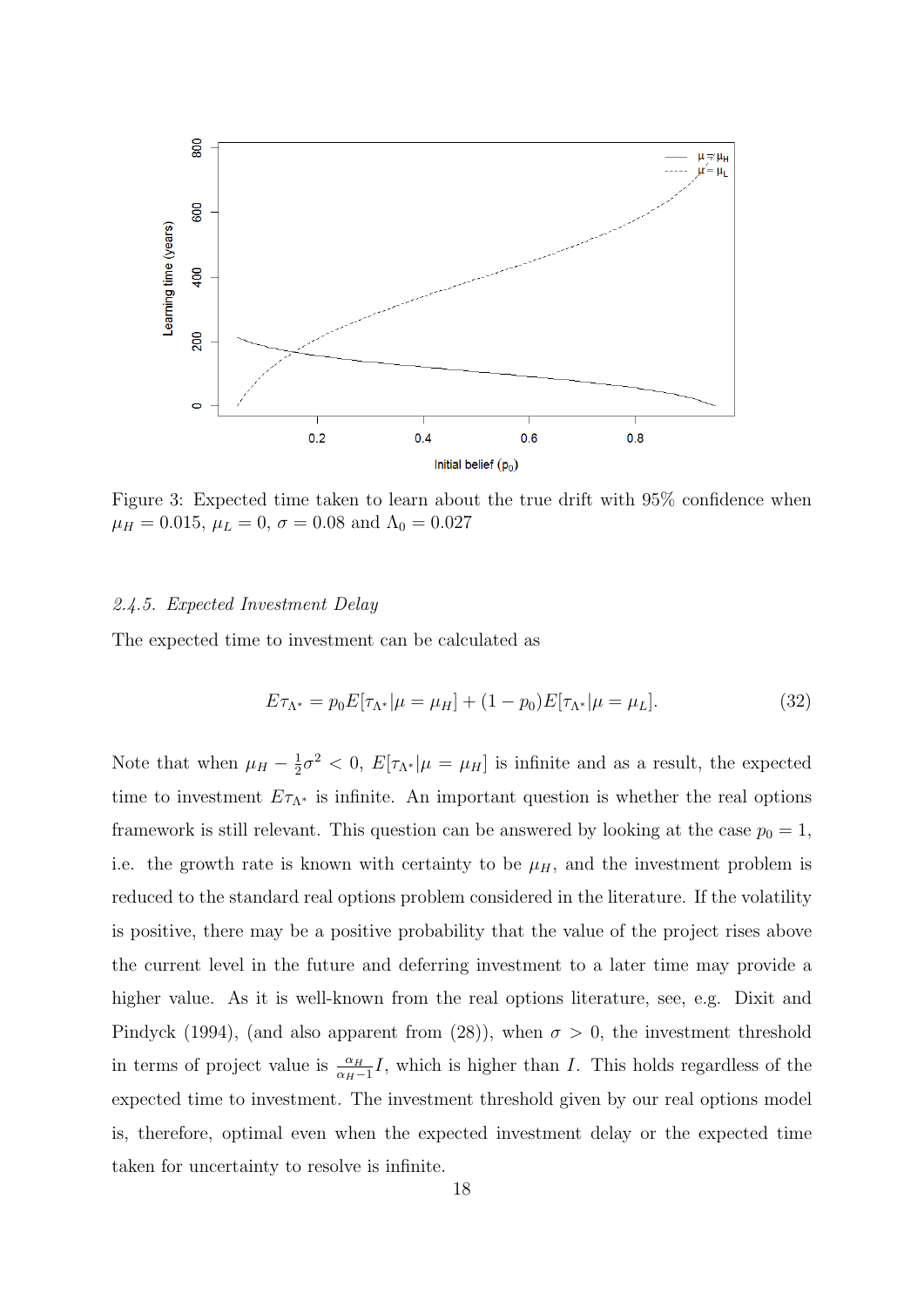Figure 3: Expected time taken to learn about the true drift with 95% confidence when $\mu_H = 0.015$, $\mu_L = 0$, $\sigma = 0.08$ and $\Lambda_0 = 0.027$

### *2.4.5. Expected Investment Delay*

The expected time to investment can be calculated as

$$E\tau_{\Lambda^*} = p_0 E[\tau_{\Lambda^*}|\mu = \mu_H] + (1 - p_0) E[\tau_{\Lambda^*}|\mu = \mu_L]. \tag{32}$$

Note that when $\mu_H - \frac{1}{2}\sigma^2 < 0$, $E[\tau_{\Lambda^*}|\mu = \mu_H]$ is infinite and as a result, the expected time to investment $E\tau_{\Lambda^*}$ is infinite. An important question is whether the real options framework is still relevant. This question can be answered by looking at the case $p_0 = 1$, i.e. the growth rate is known with certainty to be $\mu_H$, and the investment problem is reduced to the standard real options problem considered in the literature. If the volatility is positive, there may be a positive probability that the value of the project rises above the current level in the future and deferring investment to a later time may provide a higher value. As it is well-known from the real options literature, see, e.g. Dixit and Pindyck (1994), (and also apparent from (28)), when $\sigma > 0$, the investment threshold in terms of project value is $\frac{\alpha_H}{\alpha_H - 1} I$, which is higher than $I$. This holds regardless of the expected time to investment. The investment threshold given by our real options model is, therefore, optimal even when the expected investment delay or the expected time taken for uncertainty to resolve is infinite.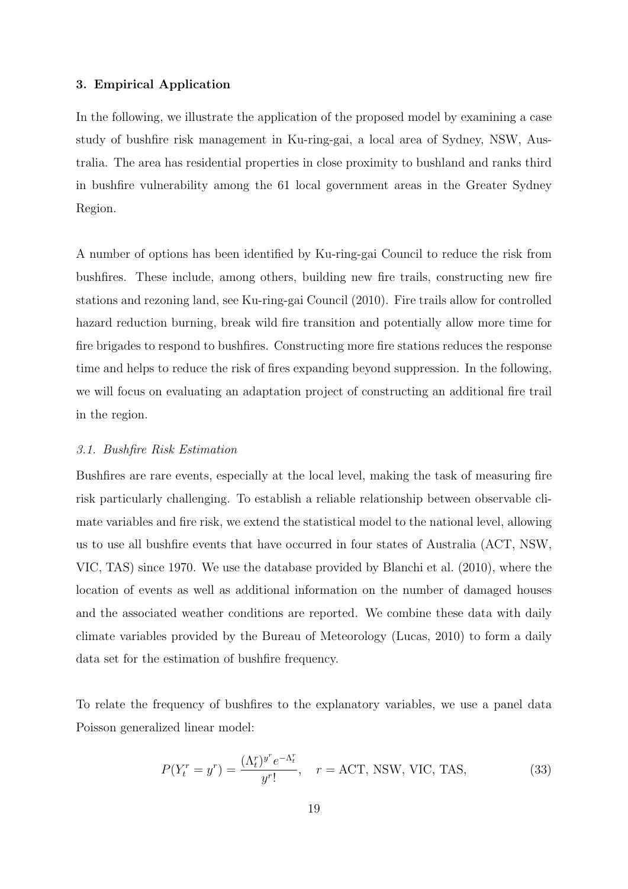## 3. Empirical Application

In the following, we illustrate the application of the proposed model by examining a case study of bushfire risk management in Ku-ring-gai, a local area of Sydney, NSW, Australia. The area has residential properties in close proximity to bushland and ranks third in bushfire vulnerability among the 61 local government areas in the Greater Sydney Region.

A number of options has been identified by Ku-ring-gai Council to reduce the risk from bushfires. These include, among others, building new fire trails, constructing new fire stations and rezoning land, see Ku-ring-gai Council (2010). Fire trails allow for controlled hazard reduction burning, break wild fire transition and potentially allow more time for fire brigades to respond to bushfires. Constructing more fire stations reduces the response time and helps to reduce the risk of fires expanding beyond suppression. In the following, we will focus on evaluating an adaptation project of constructing an additional fire trail in the region.

### *3.1. Bushfire Risk Estimation*

Bushfires are rare events, especially at the local level, making the task of measuring fire risk particularly challenging. To establish a reliable relationship between observable climate variables and fire risk, we extend the statistical model to the national level, allowing us to use all bushfire events that have occurred in four states of Australia (ACT, NSW, VIC, TAS) since 1970. We use the database provided by Blanchi et al. (2010), where the location of events as well as additional information on the number of damaged houses and the associated weather conditions are reported. We combine these data with daily climate variables provided by the Bureau of Meteorology (Lucas, 2010) to form a daily data set for the estimation of bushfire frequency.

To relate the frequency of bushfires to the explanatory variables, we use a panel data Poisson generalized linear model:

$$P(Y_t^r = y^r) = \frac{(\Lambda_t^r)^{y^r} e^{-\Lambda_t^r}}{y^r!}, \quad r = \text{ACT, NSW, VIC, TAS}, \tag{33}$$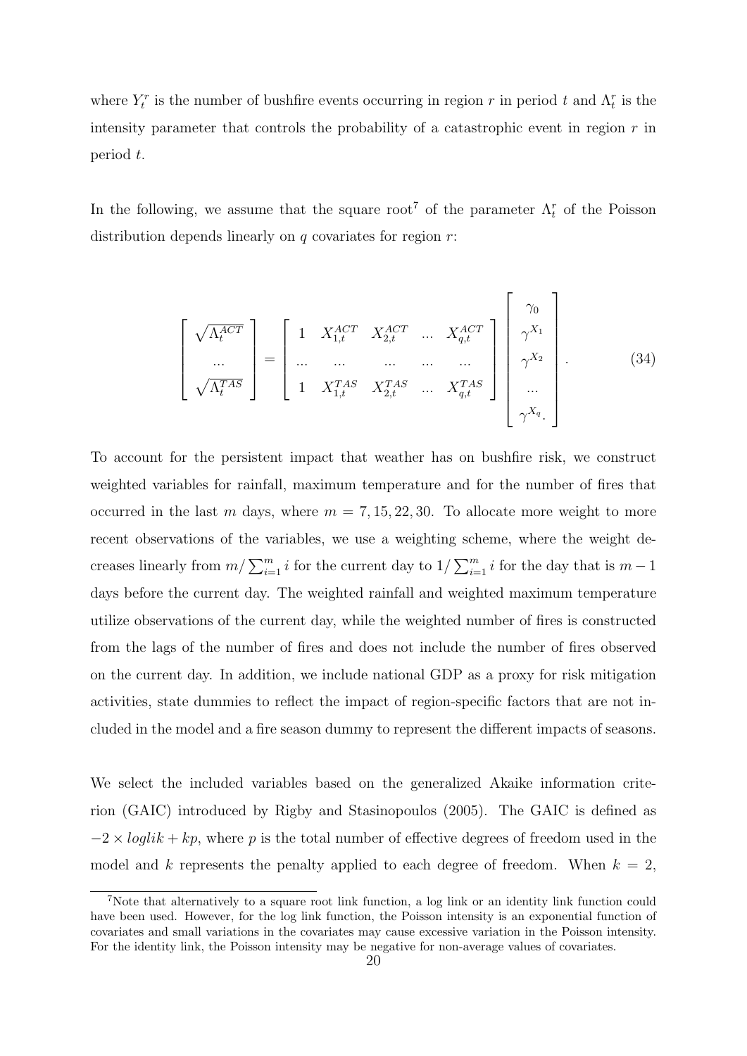where $Y_t^r$ is the number of bushfire events occurring in region $r$ in period $t$ and $\Lambda_t^r$ is the intensity parameter that controls the probability of a catastrophic event in region $r$ in period $t$.

In the following, we assume that the square root[7] of the parameter $\Lambda_t^r$ of the Poisson distribution depends linearly on $q$ covariates for region $r$:

$$
\begin{bmatrix} \sqrt{\Lambda_t^{ACT}} \\ \ldots \\ \sqrt{\Lambda_t^{TAS}} \end{bmatrix} = \begin{bmatrix} 1 & X_{1,t}^{ACT} & X_{2,t}^{ACT} & \ldots & X_{q,t}^{ACT} \\ \ldots & \ldots & \ldots & \ldots & \ldots \\ 1 & X_{1,t}^{TAS} & X_{2,t}^{TAS} & \ldots & X_{q,t}^{TAS} \end{bmatrix} \begin{bmatrix} \gamma_0 \\ \gamma^{X_1} \\ \gamma^{X_2} \\ \ldots \\ \gamma^{X_q}. \end{bmatrix}. \tag{34}
$$

To account for the persistent impact that weather has on bushfire risk, we construct weighted variables for rainfall, maximum temperature and for the number of fires that occurred in the last $m$ days, where $m = 7, 15, 22, 30$. To allocate more weight to more recent observations of the variables, we use a weighting scheme, where the weight decreases linearly from $m/\sum_{i=1}^{m} i$ for the current day to $1/\sum_{i=1}^{m} i$ for the day that is $m-1$ days before the current day. The weighted rainfall and weighted maximum temperature utilize observations of the current day, while the weighted number of fires is constructed from the lags of the number of fires and does not include the number of fires observed on the current day. In addition, we include national GDP as a proxy for risk mitigation activities, state dummies to reflect the impact of region-specific factors that are not included in the model and a fire season dummy to represent the different impacts of seasons.

We select the included variables based on the generalized Akaike information criterion (GAIC) introduced by Rigby and Stasinopoulos (2005). The GAIC is defined as $-2 \times loglik + kp$, where $p$ is the total number of effective degrees of freedom used in the model and $k$ represents the penalty applied to each degree of freedom. When $k = 2$,

[7] Note that alternatively to a square root link function, a log link or an identity link function could have been used. However, for the log link function, the Poisson intensity is an exponential function of covariates and small variations in the covariates may cause excessive variation in the Poisson intensity. For the identity link, the Poisson intensity may be negative for non-average values of covariates.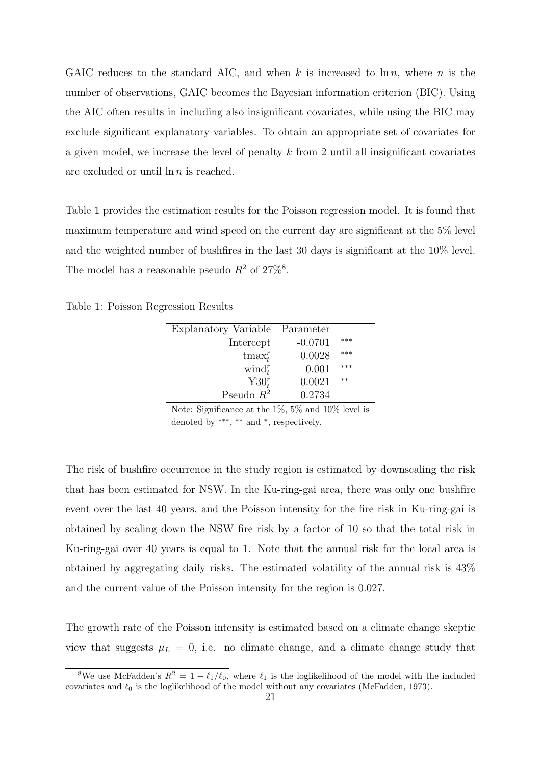GAIC reduces to the standard AIC, and when $k$ is increased to $\ln n$, where $n$ is the number of observations, GAIC becomes the Bayesian information criterion (BIC). Using the AIC often results in including also insignificant covariates, while using the BIC may exclude significant explanatory variables. To obtain an appropriate set of covariates for a given model, we increase the level of penalty $k$ from 2 until all insignificant covariates are excluded or until $\ln n$ is reached.

Table 1 provides the estimation results for the Poisson regression model. It is found that maximum temperature and wind speed on the current day are significant at the 5% level and the weighted number of bushfires in the last 30 days is significant at the 10% level. The model has a reasonable pseudo $R^2$ of 27%[8].

Table 1: Poisson Regression Results

| Explanatory Variable | Parameter | |
|---|---|---|
| Intercept | -0.0701 | *** |
| $\text{tmax}_t^r$ | 0.0028 | *** |
| $\text{wind}_t^r$ | 0.001 | *** |
| $\text{Y30}_t^r$ | 0.0021 | ** |
| Pseudo $R^2$ | 0.2734 | |

Note: Significance at the 1%, 5% and 10% level is denoted by ***, ** and *, respectively.

The risk of bushfire occurrence in the study region is estimated by downscaling the risk that has been estimated for NSW. In the Ku-ring-gai area, there was only one bushfire event over the last 40 years, and the Poisson intensity for the fire risk in Ku-ring-gai is obtained by scaling down the NSW fire risk by a factor of 10 so that the total risk in Ku-ring-gai over 40 years is equal to 1. Note that the annual risk for the local area is obtained by aggregating daily risks. The estimated volatility of the annual risk is 43% and the current value of the Poisson intensity for the region is 0.027.

The growth rate of the Poisson intensity is estimated based on a climate change skeptic view that suggests $\mu_L = 0$, i.e. no climate change, and a climate change study that

[8] We use McFadden's $R^2 = 1 - \ell_1/\ell_0$, where $\ell_1$ is the loglikelihood of the model with the included covariates and $\ell_0$ is the loglikelihood of the model without any covariates (McFadden, 1973).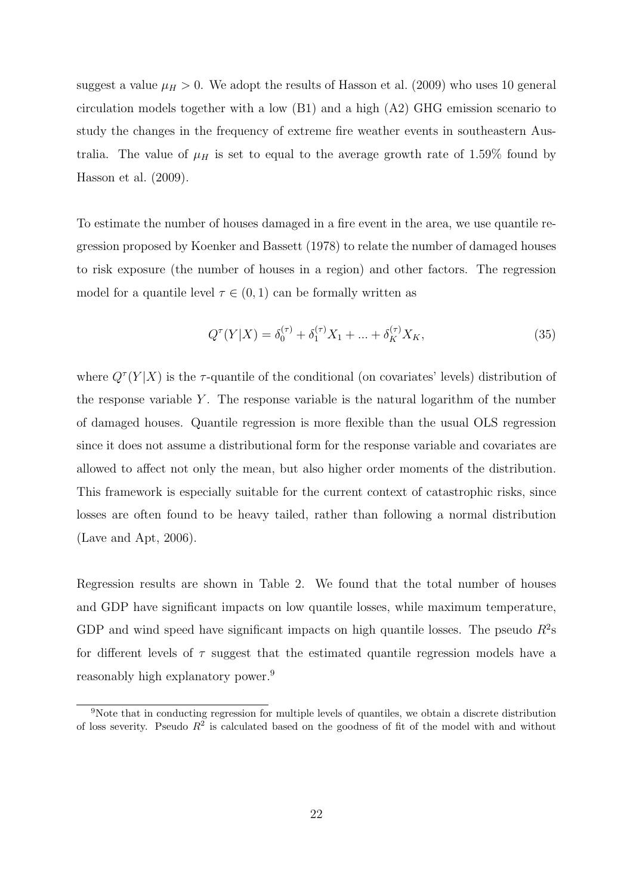suggest a value $\mu_H > 0$. We adopt the results of Hasson et al. (2009) who uses 10 general circulation models together with a low (B1) and a high (A2) GHG emission scenario to study the changes in the frequency of extreme fire weather events in southeastern Australia. The value of $\mu_H$ is set to equal to the average growth rate of 1.59% found by Hasson et al. (2009).

To estimate the number of houses damaged in a fire event in the area, we use quantile regression proposed by Koenker and Bassett (1978) to relate the number of damaged houses to risk exposure (the number of houses in a region) and other factors. The regression model for a quantile level $\tau \in (0, 1)$ can be formally written as

$$Q^{\tau}(Y|X) = \delta_0^{(\tau)} + \delta_1^{(\tau)} X_1 + ... + \delta_K^{(\tau)} X_K, \tag{35}$$

where $Q^{\tau}(Y|X)$ is the $\tau$-quantile of the conditional (on covariates' levels) distribution of the response variable $Y$. The response variable is the natural logarithm of the number of damaged houses. Quantile regression is more flexible than the usual OLS regression since it does not assume a distributional form for the response variable and covariates are allowed to affect not only the mean, but also higher order moments of the distribution. This framework is especially suitable for the current context of catastrophic risks, since losses are often found to be heavy tailed, rather than following a normal distribution (Lave and Apt, 2006).

Regression results are shown in Table 2. We found that the total number of houses and GDP have significant impacts on low quantile losses, while maximum temperature, GDP and wind speed have significant impacts on high quantile losses. The pseudo $R^2$s for different levels of $\tau$ suggest that the estimated quantile regression models have a reasonably high explanatory power.[9]

[9]Note that in conducting regression for multiple levels of quantiles, we obtain a discrete distribution of loss severity. Pseudo $R^2$ is calculated based on the goodness of fit of the model with and without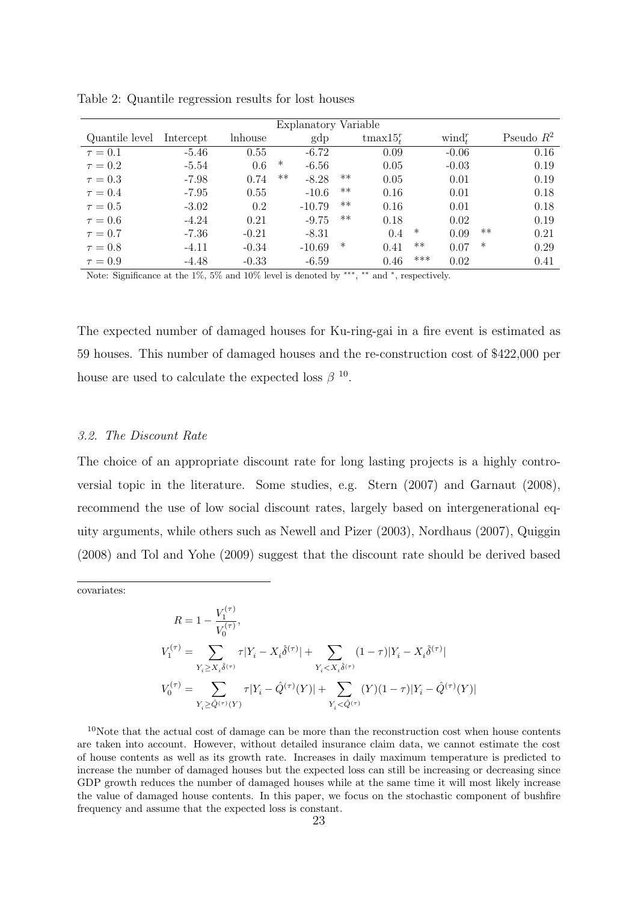Table 2: Quantile regression results for lost houses

| | Explanatory Variable | | | | | | | | | | |
|---|---|---|---|---|---|---|---|---|---|---|---|
| Quantile level | Intercept | lnhouse | | gdp | | $\text{tmax15}_t^r$ | | $\text{wind}_t^r$ | | Pseudo $R^2$ |
| $\tau = 0.1$ | -5.46 | 0.55 | | -6.72 | | 0.09 | | -0.06 | | 0.16 |
| $\tau = 0.2$ | -5.54 | 0.6 | * | -6.56 | | 0.05 | | -0.03 | | 0.19 |
| $\tau = 0.3$ | -7.98 | 0.74 | ** | -8.28 | ** | 0.05 | | 0.01 | | 0.19 |
| $\tau = 0.4$ | -7.95 | 0.55 | | -10.6 | ** | 0.16 | | 0.01 | | 0.18 |
| $\tau = 0.5$ | -3.02 | 0.2 | | -10.79 | ** | 0.16 | | 0.01 | | 0.18 |
| $\tau = 0.6$ | -4.24 | 0.21 | | -9.75 | ** | 0.18 | | 0.02 | | 0.19 |
| $\tau = 0.7$ | -7.36 | -0.21 | | -8.31 | | 0.4 | * | 0.09 | ** | 0.21 |
| $\tau = 0.8$ | -4.11 | -0.34 | | -10.69 | * | 0.41 | ** | 0.07 | * | 0.29 |
| $\tau = 0.9$ | -4.48 | -0.33 | | -6.59 | | 0.46 | *** | 0.02 | | 0.41 |

Note: Significance at the 1%, 5% and 10% level is denoted by ***, ** and *, respectively.

The expected number of damaged houses for Ku-ring-gai in a fire event is estimated as 59 houses. This number of damaged houses and the re-construction cost of \$422,000 per house are used to calculate the expected loss $\beta$ [10].

### 3.2. The Discount Rate

The choice of an appropriate discount rate for long lasting projects is a highly controversial topic in the literature. Some studies, e.g. Stern (2007) and Garnaut (2008), recommend the use of low social discount rates, largely based on intergenerational equity arguments, while others such as Newell and Pizer (2003), Nordhaus (2007), Quiggin (2008) and Tol and Yohe (2009) suggest that the discount rate should be derived based

covariates:

$$
\begin{aligned}
R &= 1 - \frac{V_1^{(\tau)}}{V_0^{(\tau)}}, \\
V_1^{(\tau)} &= \sum_{Y_i \geq X_i \hat{\delta}^{(\tau)}} \tau |Y_i - X_i \hat{\delta}^{(\tau)}| + \sum_{Y_i < X_i \hat{\delta}^{(\tau)}} (1-\tau) |Y_i - X_i \hat{\delta}^{(\tau)}| \\
V_0^{(\tau)} &= \sum_{Y_i \geq \hat{Q}^{(\tau)}(Y)} \tau |Y_i - \hat{Q}^{(\tau)}(Y)| + \sum_{Y_i < \hat{Q}^{(\tau)}} (Y)(1-\tau) |Y_i - \hat{Q}^{(\tau)}(Y)|
\end{aligned}
$$

[10] Note that the actual cost of damage can be more than the reconstruction cost when house contents are taken into account. However, without detailed insurance claim data, we cannot estimate the cost of house contents as well as its growth rate. Increases in daily maximum temperature is predicted to increase the number of damaged houses but the expected loss can still be increasing or decreasing since GDP growth reduces the number of damaged houses while at the same time it will most likely increase the value of damaged house contents. In this paper, we focus on the stochastic component of bushfire frequency and assume that the expected loss is constant.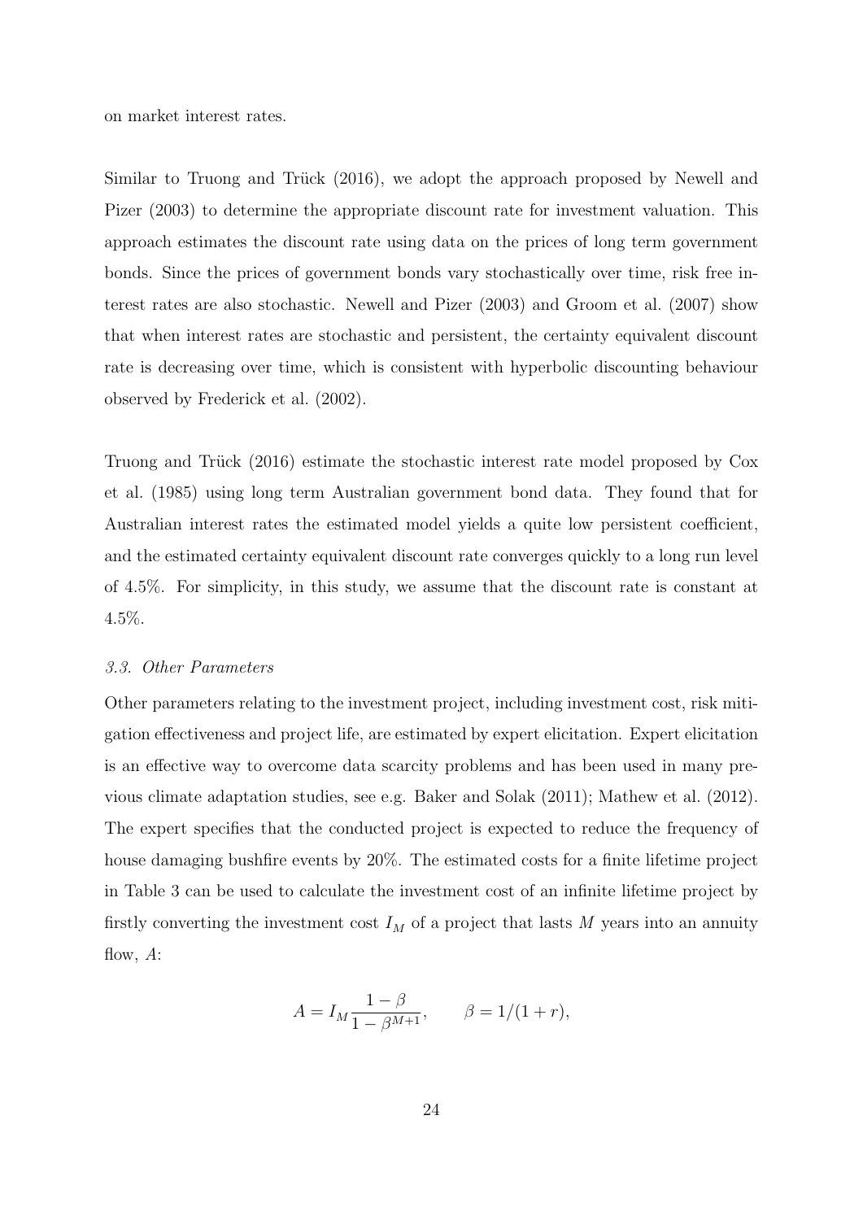on market interest rates.

Similar to Truong and Trück (2016), we adopt the approach proposed by Newell and Pizer (2003) to determine the appropriate discount rate for investment valuation. This approach estimates the discount rate using data on the prices of long term government bonds. Since the prices of government bonds vary stochastically over time, risk free interest rates are also stochastic. Newell and Pizer (2003) and Groom et al. (2007) show that when interest rates are stochastic and persistent, the certainty equivalent discount rate is decreasing over time, which is consistent with hyperbolic discounting behaviour observed by Frederick et al. (2002).

Truong and Trück (2016) estimate the stochastic interest rate model proposed by Cox et al. (1985) using long term Australian government bond data. They found that for Australian interest rates the estimated model yields a quite low persistent coefficient, and the estimated certainty equivalent discount rate converges quickly to a long run level of 4.5%. For simplicity, in this study, we assume that the discount rate is constant at 4.5%.

### *3.3. Other Parameters*

Other parameters relating to the investment project, including investment cost, risk mitigation effectiveness and project life, are estimated by expert elicitation. Expert elicitation is an effective way to overcome data scarcity problems and has been used in many previous climate adaptation studies, see e.g. Baker and Solak (2011); Mathew et al. (2012). The expert specifies that the conducted project is expected to reduce the frequency of house damaging bushfire events by 20%. The estimated costs for a finite lifetime project in Table 3 can be used to calculate the investment cost of an infinite lifetime project by firstly converting the investment cost $I_M$ of a project that lasts $M$ years into an annuity flow, $A$:

$$A = I_M \frac{1 - \beta}{1 - \beta^{M+1}}, \qquad \beta = 1/(1 + r),$$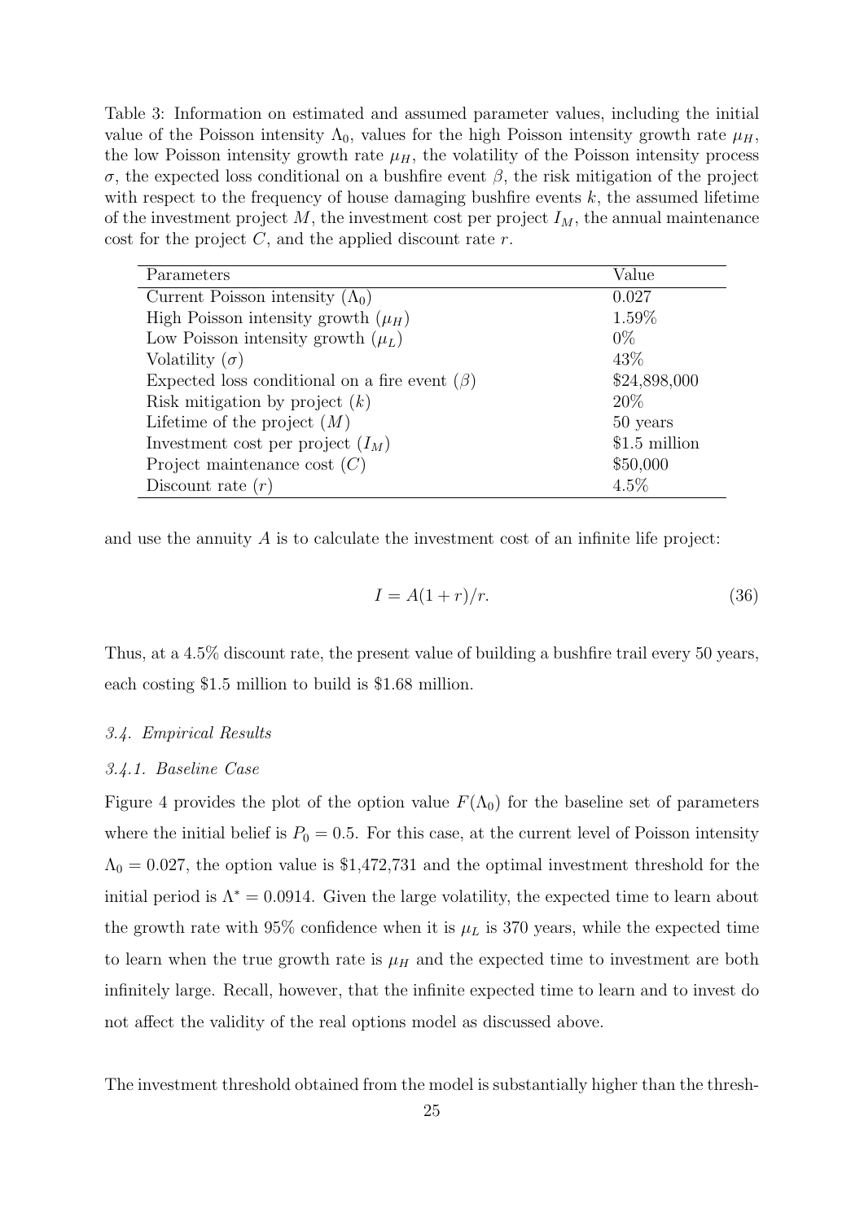Table 3: Information on estimated and assumed parameter values, including the initial value of the Poisson intensity $\Lambda_0$, values for the high Poisson intensity growth rate $\mu_H$, the low Poisson intensity growth rate $\mu_H$, the volatility of the Poisson intensity process $\sigma$, the expected loss conditional on a bushfire event $\beta$, the risk mitigation of the project with respect to the frequency of house damaging bushfire events $k$, the assumed lifetime of the investment project $M$, the investment cost per project $I_M$, the annual maintenance cost for the project $C$, and the applied discount rate $r$.

| Parameters | Value |
|---|---|
| Current Poisson intensity ($\Lambda_0$) | 0.027 |
| High Poisson intensity growth ($\mu_H$) | 1.59% |
| Low Poisson intensity growth ($\mu_L$) | 0% |
| Volatility ($\sigma$) | 43% |
| Expected loss conditional on a fire event ($\beta$) | \$24,898,000 |
| Risk mitigation by project ($k$) | 20% |
| Lifetime of the project ($M$) | 50 years |
| Investment cost per project ($I_M$) | \$1.5 million |
| Project maintenance cost ($C$) | \$50,000 |
| Discount rate ($r$) | 4.5% |

and use the annuity $A$ is to calculate the investment cost of an infinite life project:

$$I = A(1 + r)/r. \tag{36}$$

Thus, at a 4.5% discount rate, the present value of building a bushfire trail every 50 years, each costing \$1.5 million to build is \$1.68 million.

### *3.4. Empirical Results*

#### *3.4.1. Baseline Case*

Figure 4 provides the plot of the option value $F(\Lambda_0)$ for the baseline set of parameters where the initial belief is $P_0 = 0.5$. For this case, at the current level of Poisson intensity $\Lambda_0 = 0.027$, the option value is \$1,472,731 and the optimal investment threshold for the initial period is $\Lambda^* = 0.0914$. Given the large volatility, the expected time to learn about the growth rate with 95% confidence when it is $\mu_L$ is 370 years, while the expected time to learn when the true growth rate is $\mu_H$ and the expected time to investment are both infinitely large. Recall, however, that the infinite expected time to learn and to invest do not affect the validity of the real options model as discussed above.

The investment threshold obtained from the model is substantially higher than the thresh-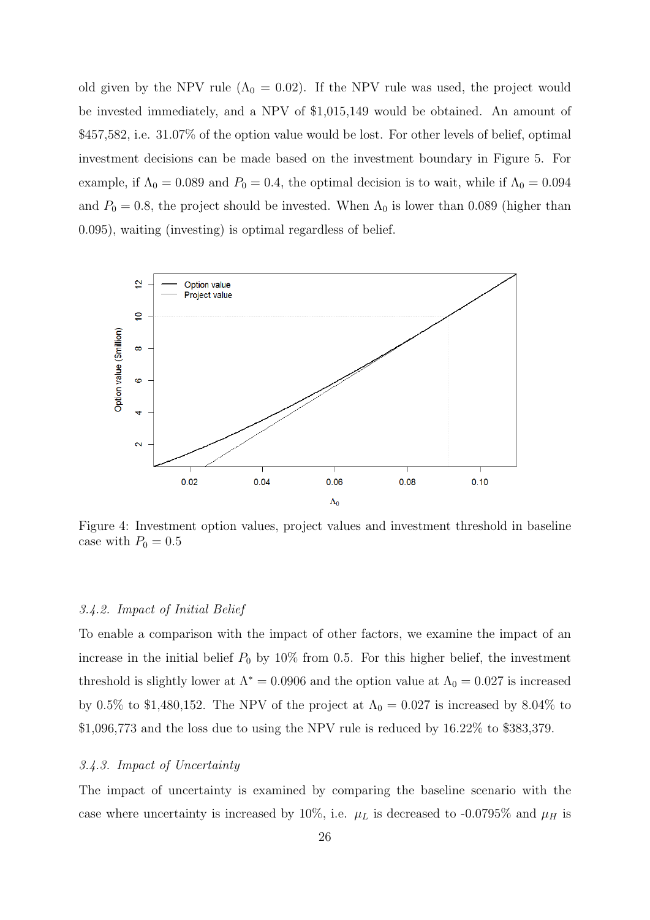old given by the NPV rule ($\Lambda_0 = 0.02$). If the NPV rule was used, the project would be invested immediately, and a NPV of \$1,015,149 would be obtained. An amount of \$457,582, i.e. 31.07% of the option value would be lost. For other levels of belief, optimal investment decisions can be made based on the investment boundary in Figure 5. For example, if $\Lambda_0 = 0.089$ and $P_0 = 0.4$, the optimal decision is to wait, while if $\Lambda_0 = 0.094$ and $P_0 = 0.8$, the project should be invested. When $\Lambda_0$ is lower than 0.089 (higher than 0.095), waiting (investing) is optimal regardless of belief.

Figure 4: Investment option values, project values and investment threshold in baseline case with $P_0 = 0.5$

### 3.4.2. Impact of Initial Belief

To enable a comparison with the impact of other factors, we examine the impact of an increase in the initial belief $P_0$ by 10% from 0.5. For this higher belief, the investment threshold is slightly lower at $\Lambda^* = 0.0906$ and the option value at $\Lambda_0 = 0.027$ is increased by 0.5% to \$1,480,152. The NPV of the project at $\Lambda_0 = 0.027$ is increased by 8.04% to \$1,096,773 and the loss due to using the NPV rule is reduced by 16.22% to \$383,379.

### 3.4.3. Impact of Uncertainty

The impact of uncertainty is examined by comparing the baseline scenario with the case where uncertainty is increased by 10%, i.e. $\mu_L$ is decreased to -0.0795% and $\mu_H$ is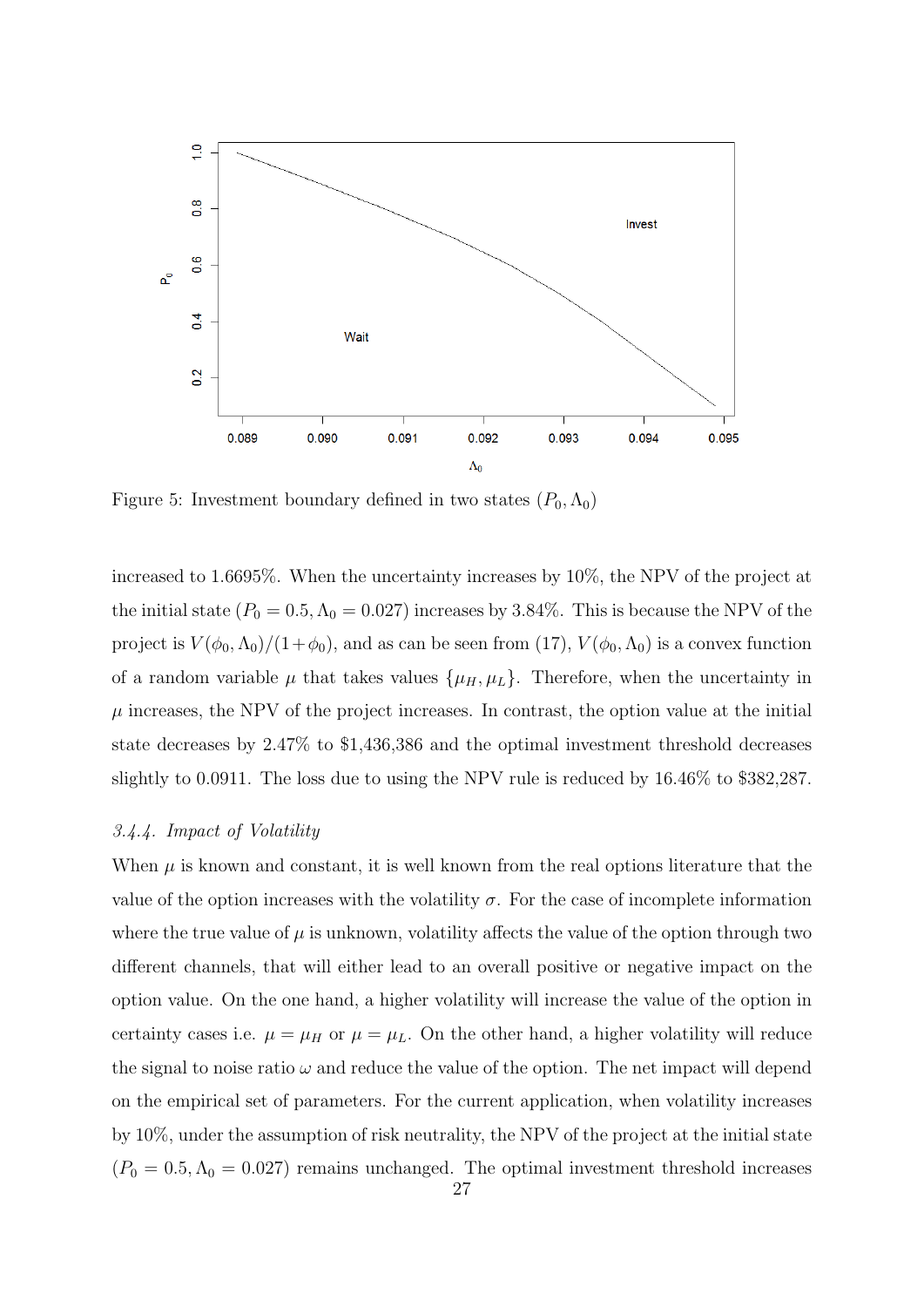Figure 5: Investment boundary defined in two states $(P_0, \Lambda_0)$

increased to 1.6695%. When the uncertainty increases by 10%, the NPV of the project at the initial state $(P_0 = 0.5, \Lambda_0 = 0.027)$ increases by 3.84%. This is because the NPV of the project is $V(\phi_0, \Lambda_0)/(1+\phi_0)$, and as can be seen from (17), $V(\phi_0, \Lambda_0)$ is a convex function of a random variable $\mu$ that takes values $\{\mu_H, \mu_L\}$. Therefore, when the uncertainty in $\mu$ increases, the NPV of the project increases. In contrast, the option value at the initial state decreases by 2.47% to \$1,436,386 and the optimal investment threshold decreases slightly to 0.0911. The loss due to using the NPV rule is reduced by 16.46% to \$382,287.

### *3.4.4. Impact of Volatility*

When $\mu$ is known and constant, it is well known from the real options literature that the value of the option increases with the volatility $\sigma$. For the case of incomplete information where the true value of $\mu$ is unknown, volatility affects the value of the option through two different channels, that will either lead to an overall positive or negative impact on the option value. On the one hand, a higher volatility will increase the value of the option in certainty cases i.e. $\mu = \mu_H$ or $\mu = \mu_L$. On the other hand, a higher volatility will reduce the signal to noise ratio $\omega$ and reduce the value of the option. The net impact will depend on the empirical set of parameters. For the current application, when volatility increases by 10%, under the assumption of risk neutrality, the NPV of the project at the initial state $(P_0 = 0.5, \Lambda_0 = 0.027)$ remains unchanged. The optimal investment threshold increases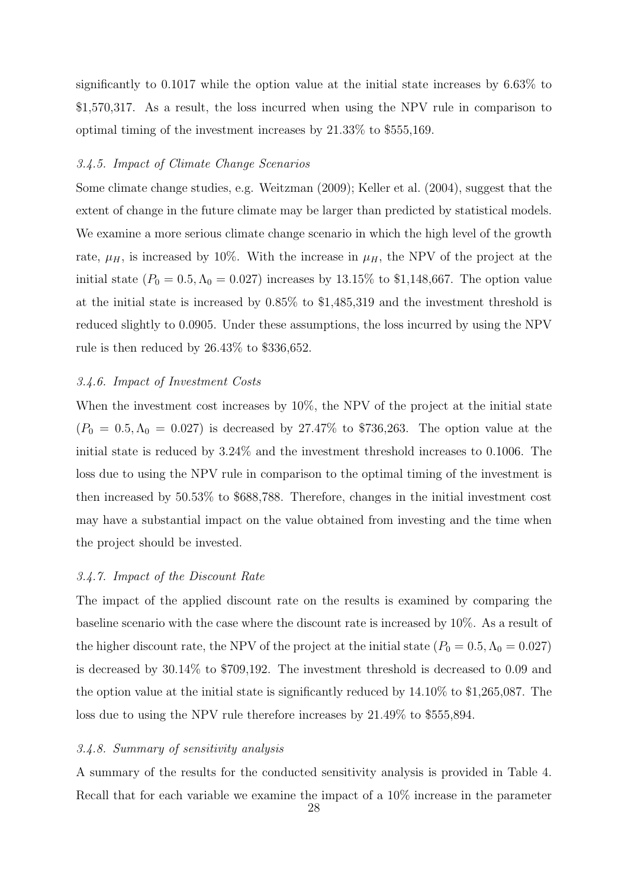significantly to 0.1017 while the option value at the initial state increases by 6.63% to \$1,570,317. As a result, the loss incurred when using the NPV rule in comparison to optimal timing of the investment increases by 21.33% to \$555,169.

### *3.4.5. Impact of Climate Change Scenarios*

Some climate change studies, e.g. Weitzman (2009); Keller et al. (2004), suggest that the extent of change in the future climate may be larger than predicted by statistical models. We examine a more serious climate change scenario in which the high level of the growth rate, $\mu_H$, is increased by 10%. With the increase in $\mu_H$, the NPV of the project at the initial state ($P_0 = 0.5, \Lambda_0 = 0.027$) increases by 13.15% to \$1,148,667. The option value at the initial state is increased by 0.85% to \$1,485,319 and the investment threshold is reduced slightly to 0.0905. Under these assumptions, the loss incurred by using the NPV rule is then reduced by 26.43% to \$336,652.

### *3.4.6. Impact of Investment Costs*

When the investment cost increases by 10%, the NPV of the project at the initial state ($P_0 = 0.5, \Lambda_0 = 0.027$) is decreased by 27.47% to \$736,263. The option value at the initial state is reduced by 3.24% and the investment threshold increases to 0.1006. The loss due to using the NPV rule in comparison to the optimal timing of the investment is then increased by 50.53% to \$688,788. Therefore, changes in the initial investment cost may have a substantial impact on the value obtained from investing and the time when the project should be invested.

### *3.4.7. Impact of the Discount Rate*

The impact of the applied discount rate on the results is examined by comparing the baseline scenario with the case where the discount rate is increased by 10%. As a result of the higher discount rate, the NPV of the project at the initial state ($P_0 = 0.5, \Lambda_0 = 0.027$) is decreased by 30.14% to \$709,192. The investment threshold is decreased to 0.09 and the option value at the initial state is significantly reduced by 14.10% to \$1,265,087. The loss due to using the NPV rule therefore increases by 21.49% to \$555,894.

### *3.4.8. Summary of sensitivity analysis*

A summary of the results for the conducted sensitivity analysis is provided in Table 4. Recall that for each variable we examine the impact of a 10% increase in the parameter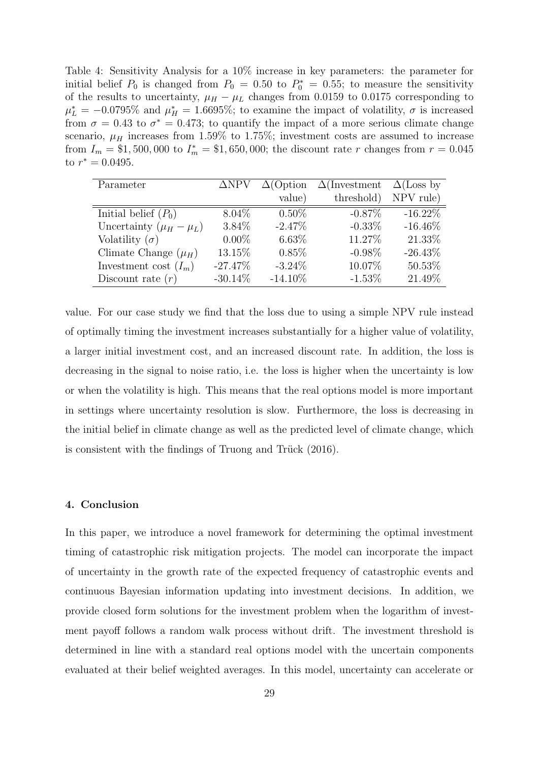Table 4: Sensitivity Analysis for a 10% increase in key parameters: the parameter for initial belief $P_0$ is changed from $P_0 = 0.50$ to $P_0^* = 0.55$; to measure the sensitivity of the results to uncertainty, $\mu_H - \mu_L$ changes from 0.0159 to 0.0175 corresponding to $\mu_L^* = -0.0795\%$ and $\mu_H^* = 1.6695\%$; to examine the impact of volatility, $\sigma$ is increased from $\sigma = 0.43$ to $\sigma^* = 0.473$; to quantify the impact of a more serious climate change scenario, $\mu_H$ increases from 1.59% to 1.75%; investment costs are assumed to increase from $I_m = \$1,500,000$ to $I_m^* = \$1,650,000$; the discount rate $r$ changes from $r = 0.045$ to $r^* = 0.0495$.

| Parameter | $\Delta$NPV | $\Delta$(Option value) | $\Delta$(Investment threshold) | $\Delta$(Loss by NPV rule) |
|---|---|---|---|---|
| Initial belief ($P_0$) | 8.04% | 0.50% | -0.87% | -16.22% |
| Uncertainty ($\mu_H - \mu_L$) | 3.84% | -2.47% | -0.33% | -16.46% |
| Volatility ($\sigma$) | 0.00% | 6.63% | 11.27% | 21.33% |
| Climate Change ($\mu_H$) | 13.15% | 0.85% | -0.98% | -26.43% |
| Investment cost ($I_m$) | -27.47% | -3.24% | 10.07% | 50.53% |
| Discount rate ($r$) | -30.14% | -14.10% | -1.53% | 21.49% |

value. For our case study we find that the loss due to using a simple NPV rule instead of optimally timing the investment increases substantially for a higher value of volatility, a larger initial investment cost, and an increased discount rate. In addition, the loss is decreasing in the signal to noise ratio, i.e. the loss is higher when the uncertainty is low or when the volatility is high. This means that the real options model is more important in settings where uncertainty resolution is slow. Furthermore, the loss is decreasing in the initial belief in climate change as well as the predicted level of climate change, which is consistent with the findings of Truong and Trück (2016).

## 4. Conclusion

In this paper, we introduce a novel framework for determining the optimal investment timing of catastrophic risk mitigation projects. The model can incorporate the impact of uncertainty in the growth rate of the expected frequency of catastrophic events and continuous Bayesian information updating into investment decisions. In addition, we provide closed form solutions for the investment problem when the logarithm of investment payoff follows a random walk process without drift. The investment threshold is determined in line with a standard real options model with the uncertain components evaluated at their belief weighted averages. In this model, uncertainty can accelerate or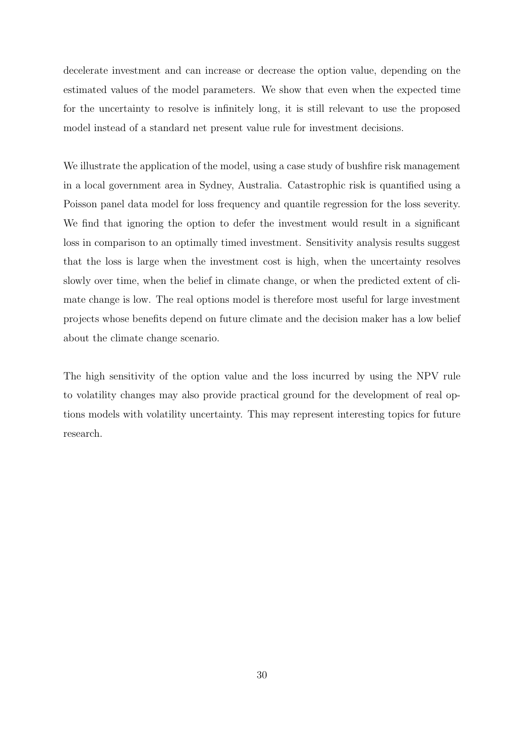decelerate investment and can increase or decrease the option value, depending on the estimated values of the model parameters. We show that even when the expected time for the uncertainty to resolve is infinitely long, it is still relevant to use the proposed model instead of a standard net present value rule for investment decisions.

We illustrate the application of the model, using a case study of bushfire risk management in a local government area in Sydney, Australia. Catastrophic risk is quantified using a Poisson panel data model for loss frequency and quantile regression for the loss severity. We find that ignoring the option to defer the investment would result in a significant loss in comparison to an optimally timed investment. Sensitivity analysis results suggest that the loss is large when the investment cost is high, when the uncertainty resolves slowly over time, when the belief in climate change, or when the predicted extent of climate change is low. The real options model is therefore most useful for large investment projects whose benefits depend on future climate and the decision maker has a low belief about the climate change scenario.

The high sensitivity of the option value and the loss incurred by using the NPV rule to volatility changes may also provide practical ground for the development of real options models with volatility uncertainty. This may represent interesting topics for future research.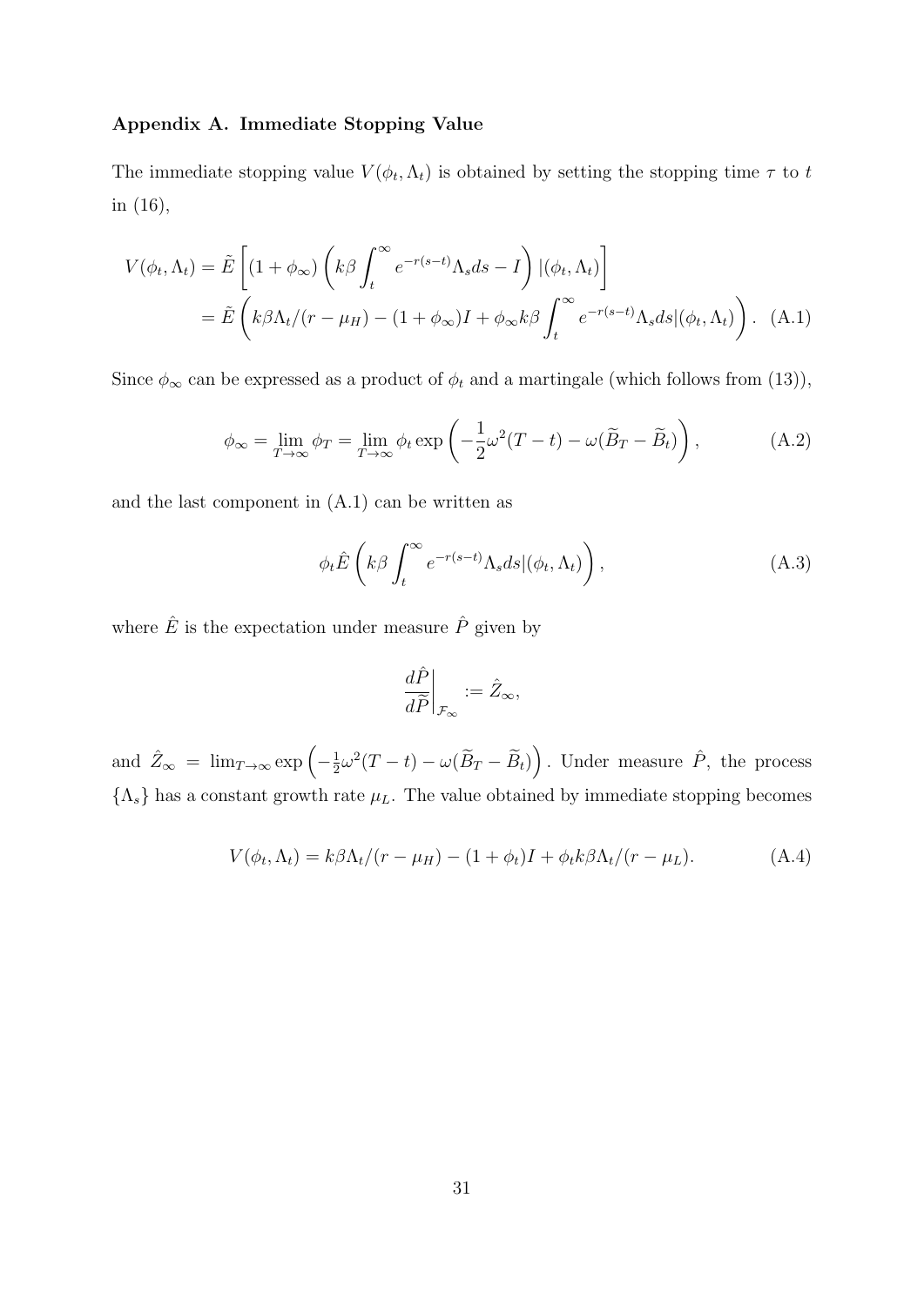### Appendix A. Immediate Stopping Value

The immediate stopping value $V(\phi_t, \Lambda_t)$ is obtained by setting the stopping time $\tau$ to $t$ in (16),

$$
\begin{aligned}
V(\phi_t, \Lambda_t) &= \tilde{E}\left[(1+\phi_\infty)\left(k\beta\int_t^\infty e^{-r(s-t)}\Lambda_s ds - I\right)|(\phi_t, \Lambda_t)\right] \\
&= \tilde{E}\left(k\beta\Lambda_t/(r-\mu_H) - (1+\phi_\infty)I + \phi_\infty k\beta\int_t^\infty e^{-r(s-t)}\Lambda_s ds|(\phi_t, \Lambda_t)\right). \quad \text{(A.1)}
\end{aligned}
$$

Since $\phi_\infty$ can be expressed as a product of $\phi_t$ and a martingale (which follows from (13)),

$$
\phi_\infty = \lim_{T\to\infty}\phi_T = \lim_{T\to\infty}\phi_t \exp\left(-\frac{1}{2}\omega^2(T-t) - \omega(\widetilde{B}_T - \widetilde{B}_t)\right), \tag{A.2}
$$

and the last component in (A.1) can be written as

$$
\phi_t \hat{E}\left(k\beta\int_t^\infty e^{-r(s-t)}\Lambda_s ds|(\phi_t, \Lambda_t)\right), \tag{A.3}
$$

where $\hat{E}$ is the expectation under measure $\hat{P}$ given by

$$
\left.\frac{d\hat{P}}{d\widetilde{P}}\right|_{\mathcal{F}_\infty} := \hat{Z}_\infty,
$$

and $\hat{Z}_\infty = \lim_{T\to\infty}\exp\left(-\frac{1}{2}\omega^2(T-t) - \omega(\widetilde{B}_T - \widetilde{B}_t)\right)$. Under measure $\hat{P}$, the process $\{\Lambda_s\}$ has a constant growth rate $\mu_L$. The value obtained by immediate stopping becomes

$$
V(\phi_t, \Lambda_t) = k\beta\Lambda_t/(r-\mu_H) - (1+\phi_t)I + \phi_t k\beta\Lambda_t/(r-\mu_L). \tag{A.4}
$$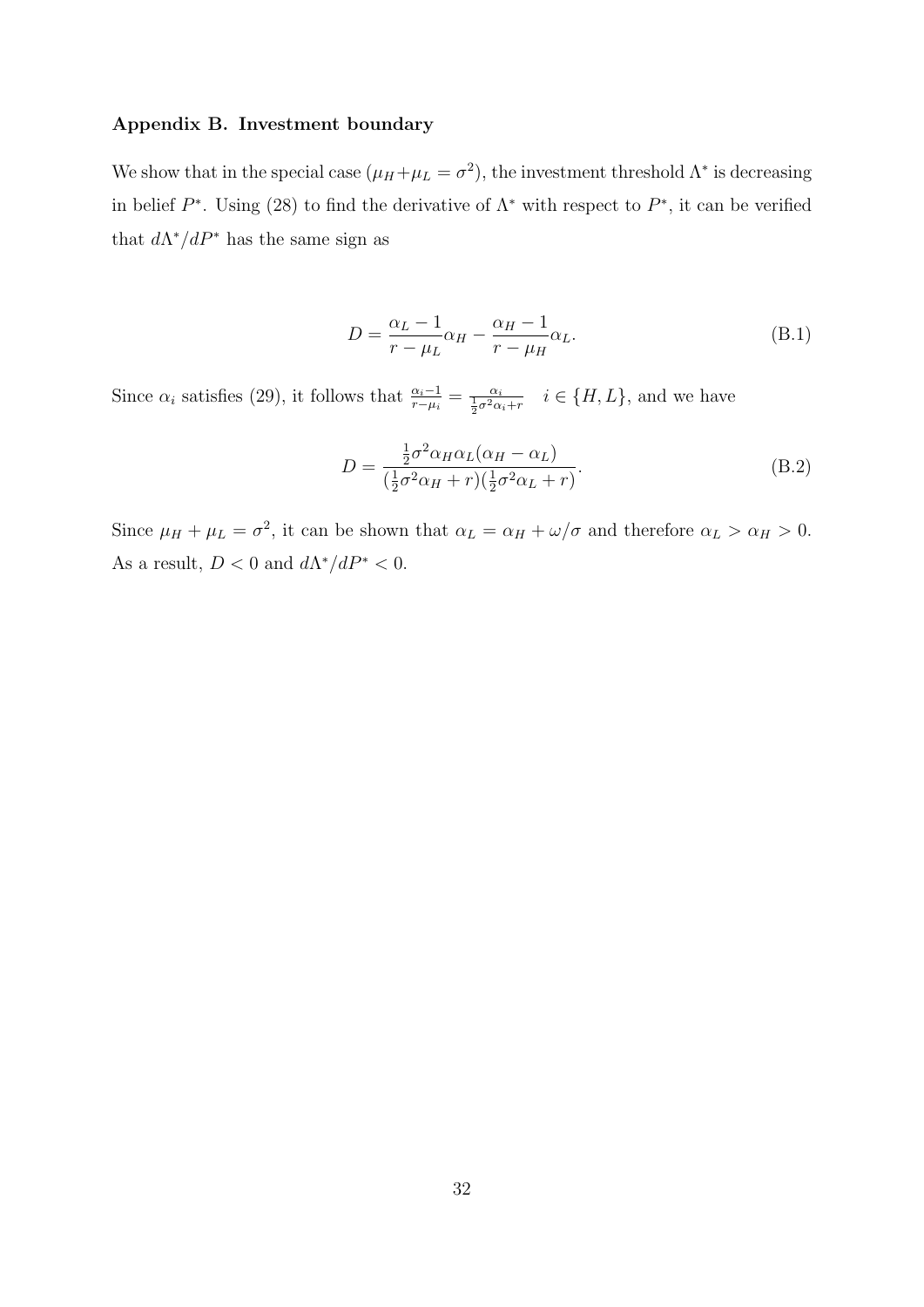### Appendix B. Investment boundary

We show that in the special case ($\mu_H + \mu_L = \sigma^2$), the investment threshold $\Lambda^*$ is decreasing in belief $P^*$. Using (28) to find the derivative of $\Lambda^*$ with respect to $P^*$, it can be verified that $d\Lambda^*/dP^*$ has the same sign as

$$D = \frac{\alpha_L - 1}{r - \mu_L}\alpha_H - \frac{\alpha_H - 1}{r - \mu_H}\alpha_L. \tag{B.1}$$

Since $\alpha_i$ satisfies (29), it follows that $\frac{\alpha_i - 1}{r - \mu_i} = \frac{\alpha_i}{\frac{1}{2}\sigma^2\alpha_i + r} \quad i \in \{H, L\}$, and we have

$$D = \frac{\frac{1}{2}\sigma^2\alpha_H\alpha_L(\alpha_H - \alpha_L)}{(\frac{1}{2}\sigma^2\alpha_H + r)(\frac{1}{2}\sigma^2\alpha_L + r)}. \tag{B.2}$$

Since $\mu_H + \mu_L = \sigma^2$, it can be shown that $\alpha_L = \alpha_H + \omega/\sigma$ and therefore $\alpha_L > \alpha_H > 0$. As a result, $D < 0$ and $d\Lambda^*/dP^* < 0$.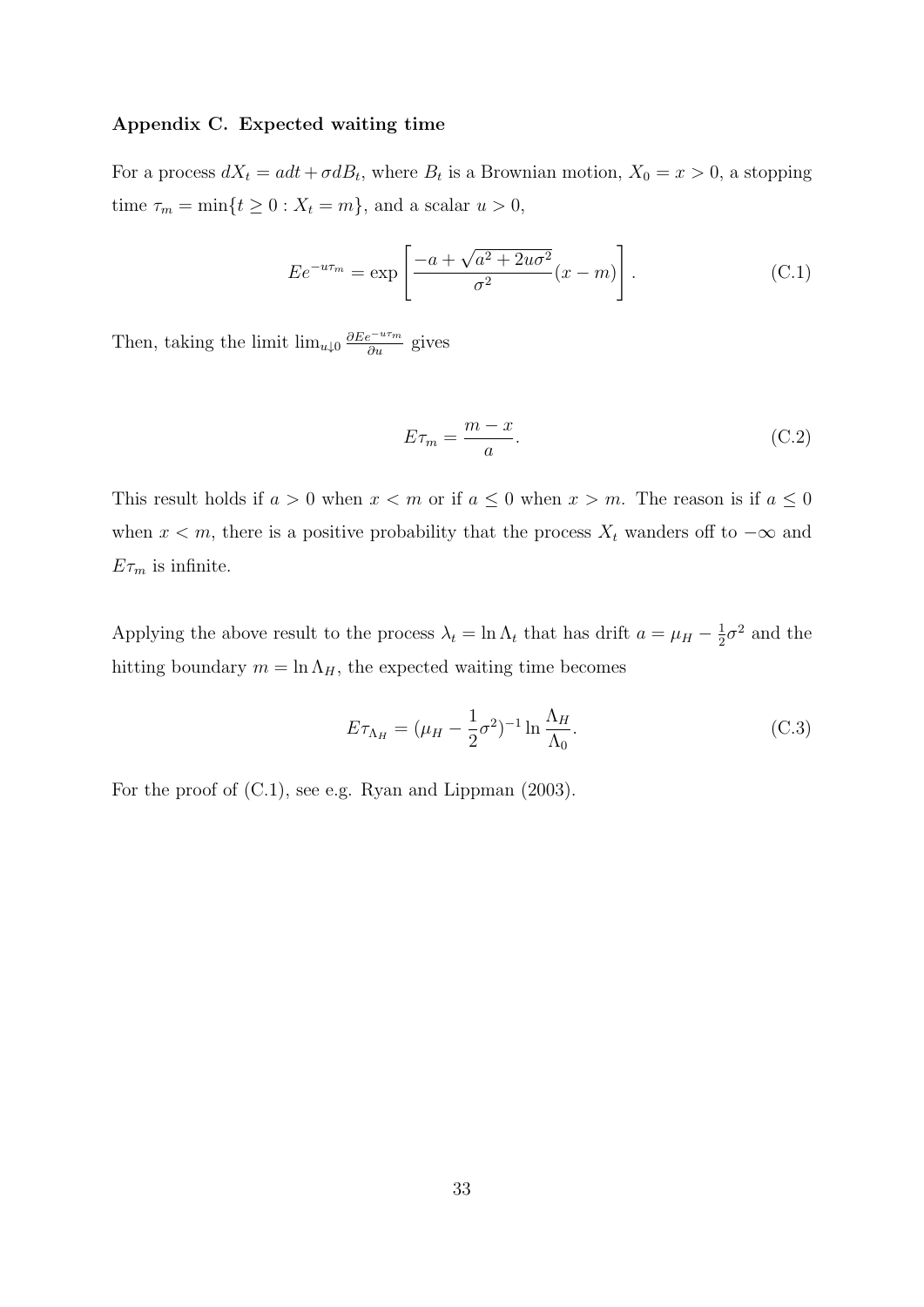### Appendix C. Expected waiting time

For a process $dX_t = adt + \sigma dB_t$, where $B_t$ is a Brownian motion, $X_0 = x > 0$, a stopping time $\tau_m = \min\{t \geq 0 : X_t = m\}$, and a scalar $u > 0$,

$$Ee^{-u\tau_m} = \exp\left[\frac{-a + \sqrt{a^2 + 2u\sigma^2}}{\sigma^2}(x - m)\right]. \tag{C.1}$$

Then, taking the limit $\lim_{u \downarrow 0} \frac{\partial Ee^{-u\tau_m}}{\partial u}$ gives

$$E\tau_m = \frac{m - x}{a}. \tag{C.2}$$

This result holds if $a > 0$ when $x < m$ or if $a \leq 0$ when $x > m$. The reason is if $a \leq 0$ when $x < m$, there is a positive probability that the process $X_t$ wanders off to $-\infty$ and $E\tau_m$ is infinite.

Applying the above result to the process $\lambda_t = \ln \Lambda_t$ that has drift $a = \mu_H - \frac{1}{2}\sigma^2$ and the hitting boundary $m = \ln \Lambda_H$, the expected waiting time becomes

$$E\tau_{\Lambda_H} = (\mu_H - \frac{1}{2}\sigma^2)^{-1} \ln \frac{\Lambda_H}{\Lambda_0}. \tag{C.3}$$

For the proof of (C.1), see e.g. Ryan and Lippman (2003).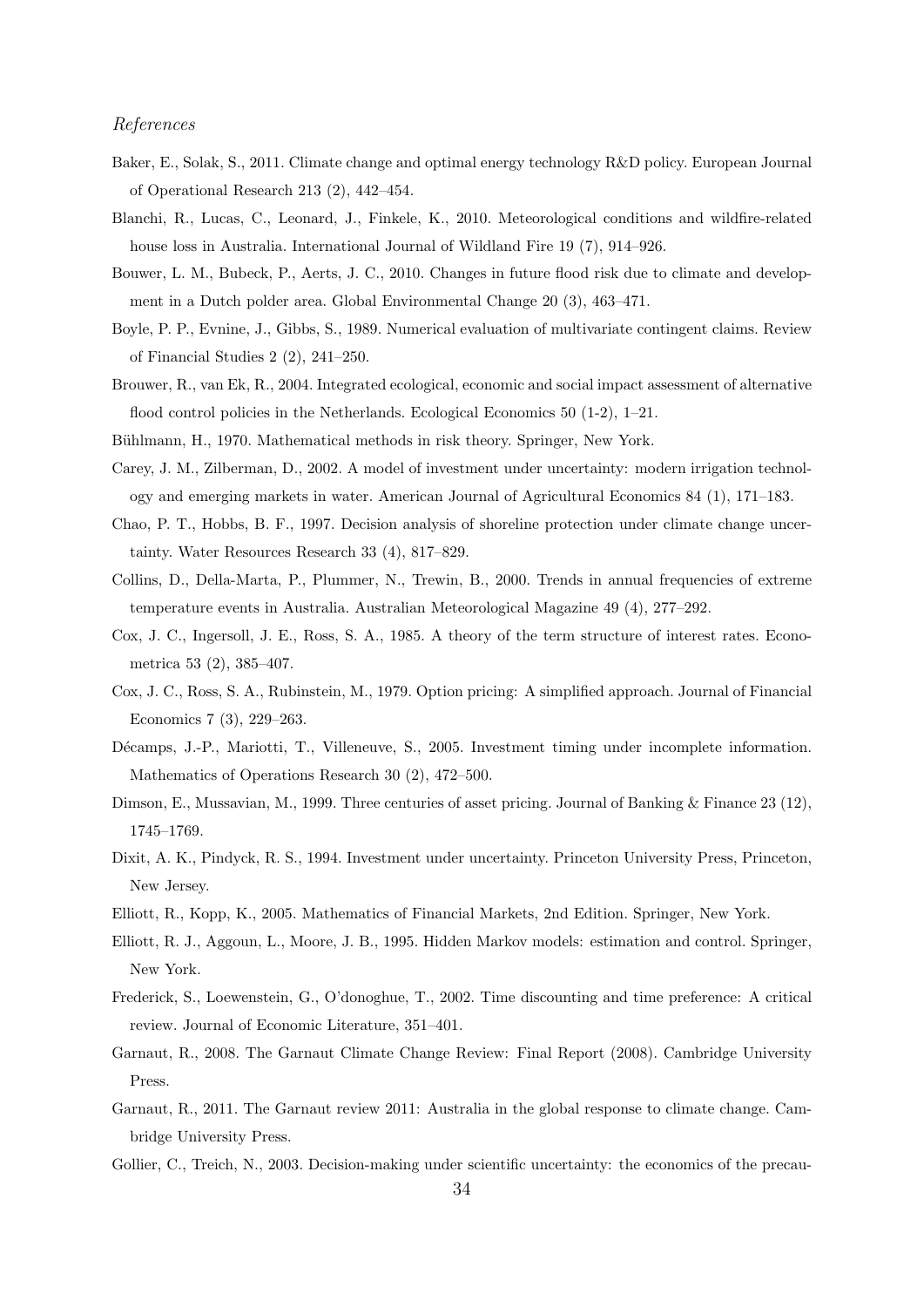*References*

Baker, E., Solak, S., 2011. Climate change and optimal energy technology R&D policy. European Journal of Operational Research 213 (2), 442–454.

Blanchi, R., Lucas, C., Leonard, J., Finkele, K., 2010. Meteorological conditions and wildfire-related house loss in Australia. International Journal of Wildland Fire 19 (7), 914–926.

Bouwer, L. M., Bubeck, P., Aerts, J. C., 2010. Changes in future flood risk due to climate and development in a Dutch polder area. Global Environmental Change 20 (3), 463–471.

Boyle, P. P., Evnine, J., Gibbs, S., 1989. Numerical evaluation of multivariate contingent claims. Review of Financial Studies 2 (2), 241–250.

Brouwer, R., van Ek, R., 2004. Integrated ecological, economic and social impact assessment of alternative flood control policies in the Netherlands. Ecological Economics 50 (1-2), 1–21.

Bühlmann, H., 1970. Mathematical methods in risk theory. Springer, New York.

Carey, J. M., Zilberman, D., 2002. A model of investment under uncertainty: modern irrigation technology and emerging markets in water. American Journal of Agricultural Economics 84 (1), 171–183.

Chao, P. T., Hobbs, B. F., 1997. Decision analysis of shoreline protection under climate change uncertainty. Water Resources Research 33 (4), 817–829.

Collins, D., Della-Marta, P., Plummer, N., Trewin, B., 2000. Trends in annual frequencies of extreme temperature events in Australia. Australian Meteorological Magazine 49 (4), 277–292.

Cox, J. C., Ingersoll, J. E., Ross, S. A., 1985. A theory of the term structure of interest rates. Econometrica 53 (2), 385–407.

Cox, J. C., Ross, S. A., Rubinstein, M., 1979. Option pricing: A simplified approach. Journal of Financial Economics 7 (3), 229–263.

Décamps, J.-P., Mariotti, T., Villeneuve, S., 2005. Investment timing under incomplete information. Mathematics of Operations Research 30 (2), 472–500.

Dimson, E., Mussavian, M., 1999. Three centuries of asset pricing. Journal of Banking & Finance 23 (12), 1745–1769.

Dixit, A. K., Pindyck, R. S., 1994. Investment under uncertainty. Princeton University Press, Princeton, New Jersey.

Elliott, R., Kopp, K., 2005. Mathematics of Financial Markets, 2nd Edition. Springer, New York.

Elliott, R. J., Aggoun, L., Moore, J. B., 1995. Hidden Markov models: estimation and control. Springer, New York.

Frederick, S., Loewenstein, G., O'donoghue, T., 2002. Time discounting and time preference: A critical review. Journal of Economic Literature, 351–401.

Garnaut, R., 2008. The Garnaut Climate Change Review: Final Report (2008). Cambridge University Press.

Garnaut, R., 2011. The Garnaut review 2011: Australia in the global response to climate change. Cambridge University Press.

Gollier, C., Treich, N., 2003. Decision-making under scientific uncertainty: the economics of the precau-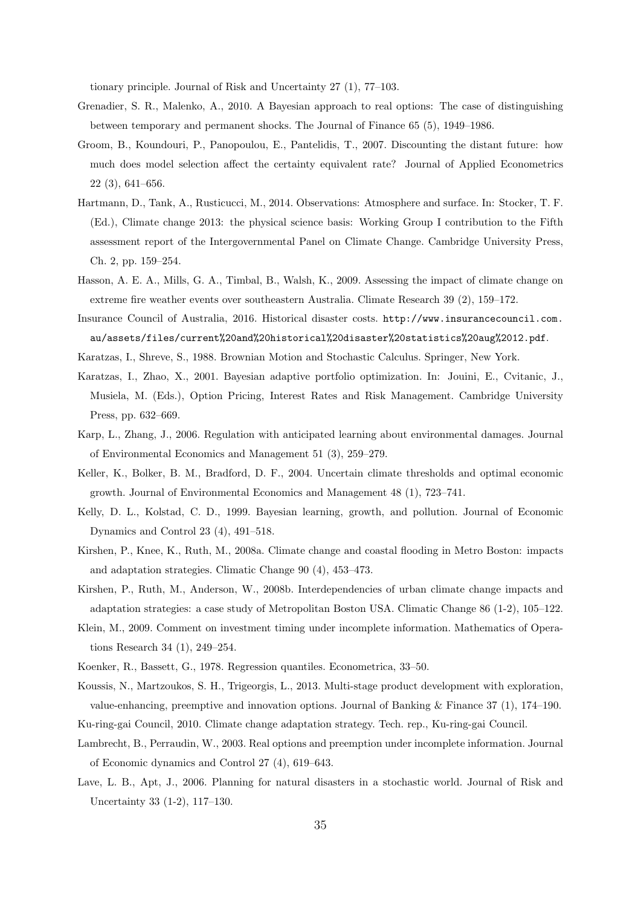tionary principle. Journal of Risk and Uncertainty 27 (1), 77–103.

Grenadier, S. R., Malenko, A., 2010. A Bayesian approach to real options: The case of distinguishing between temporary and permanent shocks. The Journal of Finance 65 (5), 1949–1986.

Groom, B., Koundouri, P., Panopoulou, E., Pantelidis, T., 2007. Discounting the distant future: how much does model selection affect the certainty equivalent rate? Journal of Applied Econometrics 22 (3), 641–656.

Hartmann, D., Tank, A., Rusticucci, M., 2014. Observations: Atmosphere and surface. In: Stocker, T. F. (Ed.), Climate change 2013: the physical science basis: Working Group I contribution to the Fifth assessment report of the Intergovernmental Panel on Climate Change. Cambridge University Press, Ch. 2, pp. 159–254.

Hasson, A. E. A., Mills, G. A., Timbal, B., Walsh, K., 2009. Assessing the impact of climate change on extreme fire weather events over southeastern Australia. Climate Research 39 (2), 159–172.

Insurance Council of Australia, 2016. Historical disaster costs. `http://www.insurancecouncil.com.au/assets/files/current%20and%20historical%20disaster%20statistics%20aug%2012.pdf`.

Karatzas, I., Shreve, S., 1988. Brownian Motion and Stochastic Calculus. Springer, New York.

Karatzas, I., Zhao, X., 2001. Bayesian adaptive portfolio optimization. In: Jouini, E., Cvitanic, J., Musiela, M. (Eds.), Option Pricing, Interest Rates and Risk Management. Cambridge University Press, pp. 632–669.

Karp, L., Zhang, J., 2006. Regulation with anticipated learning about environmental damages. Journal of Environmental Economics and Management 51 (3), 259–279.

Keller, K., Bolker, B. M., Bradford, D. F., 2004. Uncertain climate thresholds and optimal economic growth. Journal of Environmental Economics and Management 48 (1), 723–741.

Kelly, D. L., Kolstad, C. D., 1999. Bayesian learning, growth, and pollution. Journal of Economic Dynamics and Control 23 (4), 491–518.

Kirshen, P., Knee, K., Ruth, M., 2008a. Climate change and coastal flooding in Metro Boston: impacts and adaptation strategies. Climatic Change 90 (4), 453–473.

Kirshen, P., Ruth, M., Anderson, W., 2008b. Interdependencies of urban climate change impacts and adaptation strategies: a case study of Metropolitan Boston USA. Climatic Change 86 (1-2), 105–122.

Klein, M., 2009. Comment on investment timing under incomplete information. Mathematics of Operations Research 34 (1), 249–254.

Koenker, R., Bassett, G., 1978. Regression quantiles. Econometrica, 33–50.

Koussis, N., Martzoukos, S. H., Trigeorgis, L., 2013. Multi-stage product development with exploration, value-enhancing, preemptive and innovation options. Journal of Banking & Finance 37 (1), 174–190.

Ku-ring-gai Council, 2010. Climate change adaptation strategy. Tech. rep., Ku-ring-gai Council.

Lambrecht, B., Perraudin, W., 2003. Real options and preemption under incomplete information. Journal of Economic dynamics and Control 27 (4), 619–643.

Lave, L. B., Apt, J., 2006. Planning for natural disasters in a stochastic world. Journal of Risk and Uncertainty 33 (1-2), 117–130.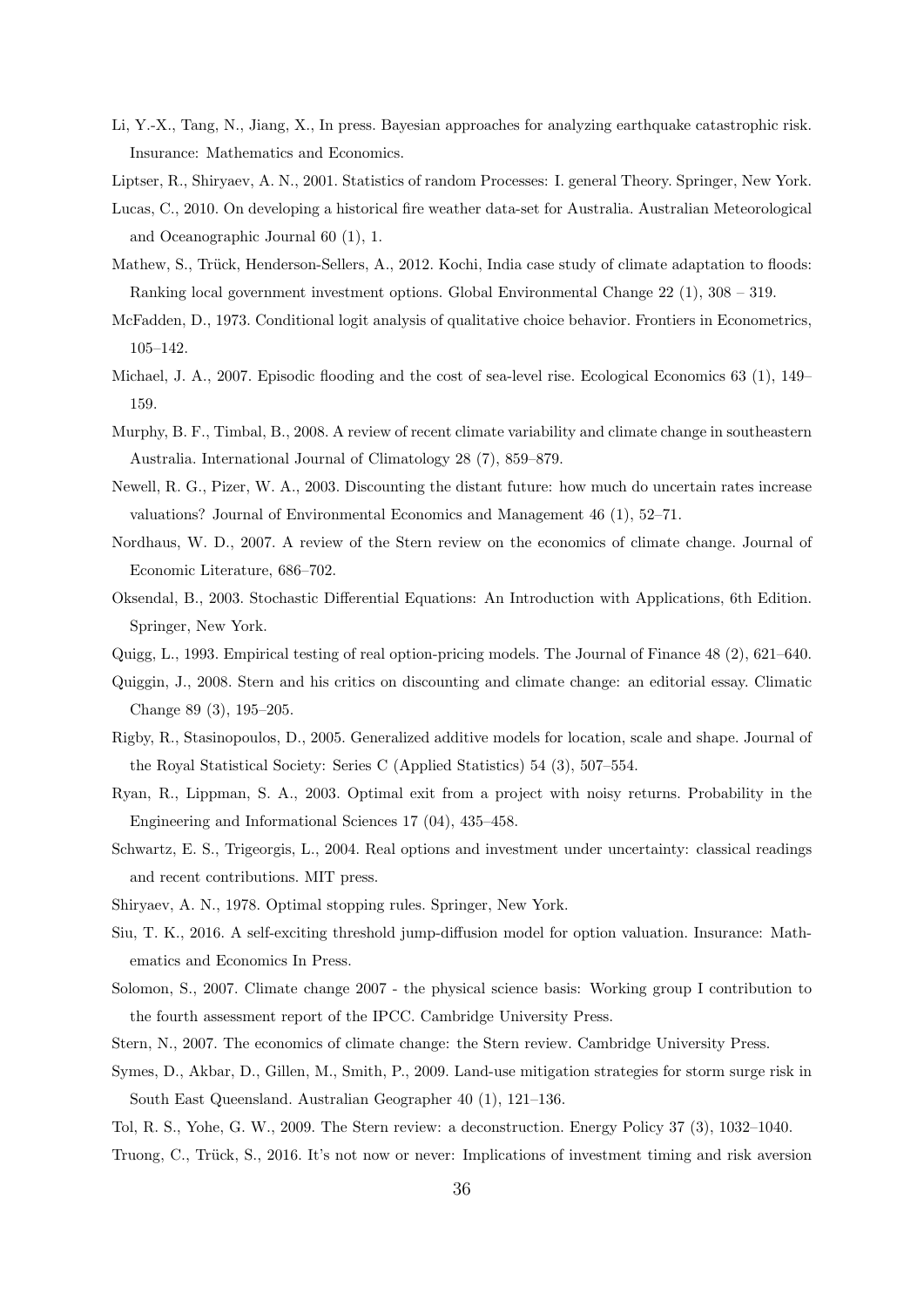Li, Y.-X., Tang, N., Jiang, X., In press. Bayesian approaches for analyzing earthquake catastrophic risk. Insurance: Mathematics and Economics.

Liptser, R., Shiryaev, A. N., 2001. Statistics of random Processes: I. general Theory. Springer, New York.

Lucas, C., 2010. On developing a historical fire weather data-set for Australia. Australian Meteorological and Oceanographic Journal 60 (1), 1.

Mathew, S., Trück, Henderson-Sellers, A., 2012. Kochi, India case study of climate adaptation to floods: Ranking local government investment options. Global Environmental Change 22 (1), 308 – 319.

McFadden, D., 1973. Conditional logit analysis of qualitative choice behavior. Frontiers in Econometrics, 105–142.

Michael, J. A., 2007. Episodic flooding and the cost of sea-level rise. Ecological Economics 63 (1), 149–159.

Murphy, B. F., Timbal, B., 2008. A review of recent climate variability and climate change in southeastern Australia. International Journal of Climatology 28 (7), 859–879.

Newell, R. G., Pizer, W. A., 2003. Discounting the distant future: how much do uncertain rates increase valuations? Journal of Environmental Economics and Management 46 (1), 52–71.

Nordhaus, W. D., 2007. A review of the Stern review on the economics of climate change. Journal of Economic Literature, 686–702.

Oksendal, B., 2003. Stochastic Differential Equations: An Introduction with Applications, 6th Edition. Springer, New York.

Quigg, L., 1993. Empirical testing of real option-pricing models. The Journal of Finance 48 (2), 621–640.

Quiggin, J., 2008. Stern and his critics on discounting and climate change: an editorial essay. Climatic Change 89 (3), 195–205.

Rigby, R., Stasinopoulos, D., 2005. Generalized additive models for location, scale and shape. Journal of the Royal Statistical Society: Series C (Applied Statistics) 54 (3), 507–554.

Ryan, R., Lippman, S. A., 2003. Optimal exit from a project with noisy returns. Probability in the Engineering and Informational Sciences 17 (04), 435–458.

Schwartz, E. S., Trigeorgis, L., 2004. Real options and investment under uncertainty: classical readings and recent contributions. MIT press.

Shiryaev, A. N., 1978. Optimal stopping rules. Springer, New York.

Siu, T. K., 2016. A self-exciting threshold jump-diffusion model for option valuation. Insurance: Mathematics and Economics In Press.

Solomon, S., 2007. Climate change 2007 - the physical science basis: Working group I contribution to the fourth assessment report of the IPCC. Cambridge University Press.

Stern, N., 2007. The economics of climate change: the Stern review. Cambridge University Press.

Symes, D., Akbar, D., Gillen, M., Smith, P., 2009. Land-use mitigation strategies for storm surge risk in South East Queensland. Australian Geographer 40 (1), 121–136.

Tol, R. S., Yohe, G. W., 2009. The Stern review: a deconstruction. Energy Policy 37 (3), 1032–1040.

Truong, C., Trück, S., 2016. It's not now or never: Implications of investment timing and risk aversion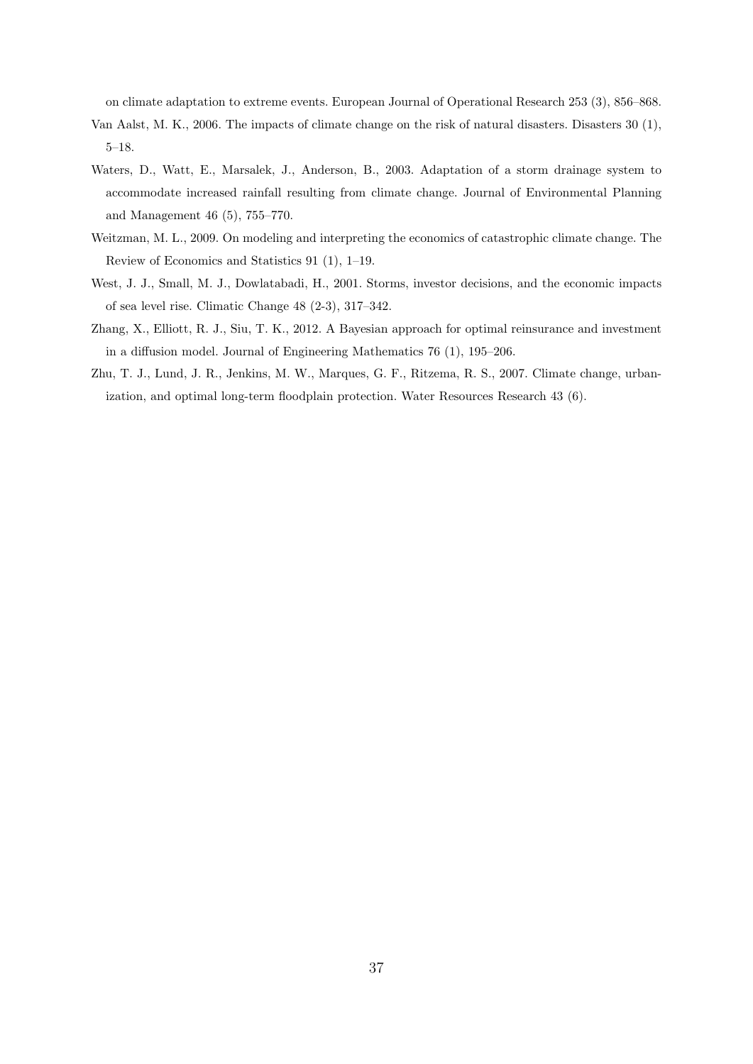on climate adaptation to extreme events. European Journal of Operational Research 253 (3), 856–868.

Van Aalst, M. K., 2006. The impacts of climate change on the risk of natural disasters. Disasters 30 (1), 5–18.

Waters, D., Watt, E., Marsalek, J., Anderson, B., 2003. Adaptation of a storm drainage system to accommodate increased rainfall resulting from climate change. Journal of Environmental Planning and Management 46 (5), 755–770.

Weitzman, M. L., 2009. On modeling and interpreting the economics of catastrophic climate change. The Review of Economics and Statistics 91 (1), 1–19.

West, J. J., Small, M. J., Dowlatabadi, H., 2001. Storms, investor decisions, and the economic impacts of sea level rise. Climatic Change 48 (2-3), 317–342.

Zhang, X., Elliott, R. J., Siu, T. K., 2012. A Bayesian approach for optimal reinsurance and investment in a diffusion model. Journal of Engineering Mathematics 76 (1), 195–206.

Zhu, T. J., Lund, J. R., Jenkins, M. W., Marques, G. F., Ritzema, R. S., 2007. Climate change, urbanization, and optimal long-term floodplain protection. Water Resources Research 43 (6).